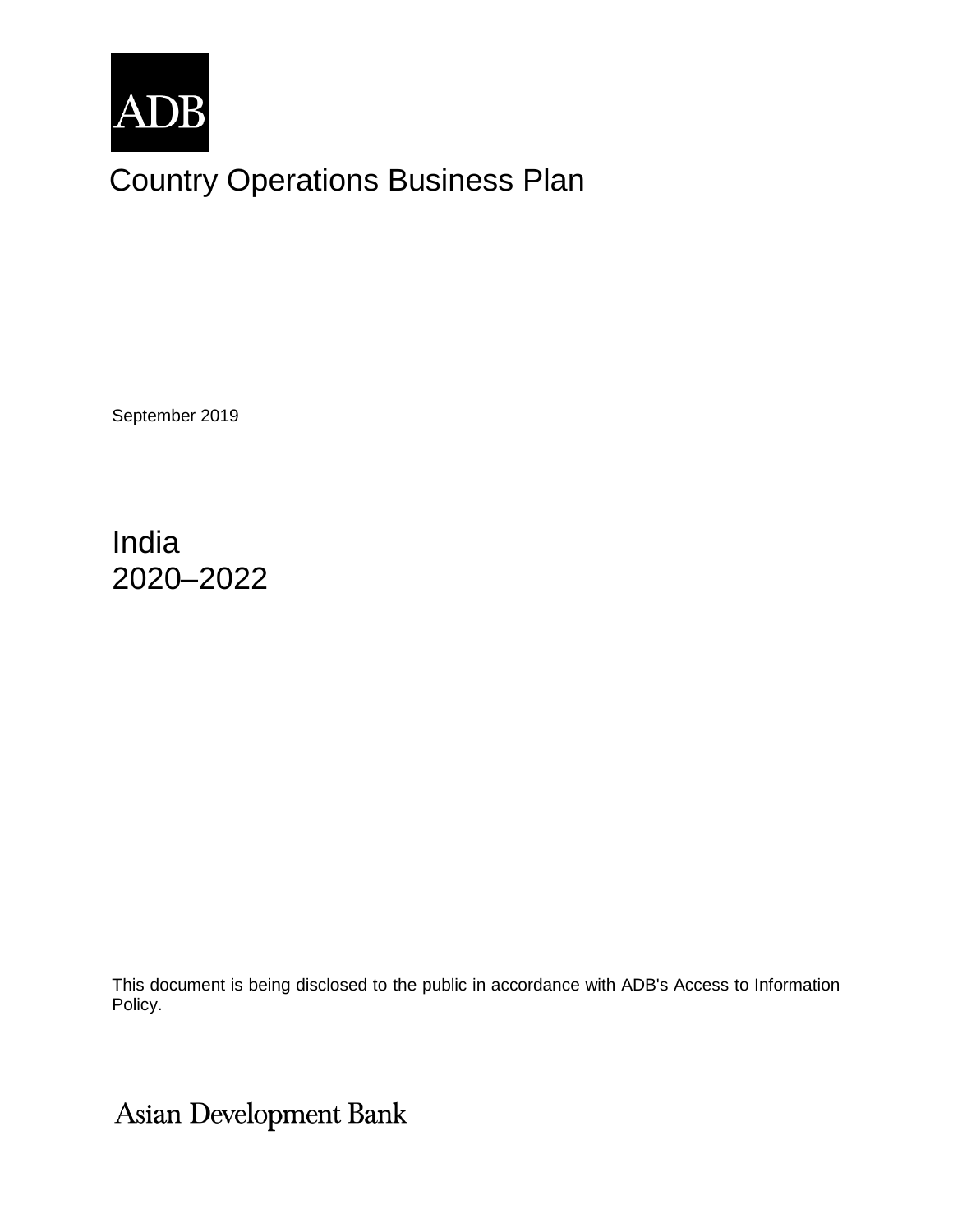ADB

# Country Operations Business Plan

September 2019

India
2020–2022

This document is being disclosed to the public in accordance with ADB's Access to Information Policy.

Asian Development Bank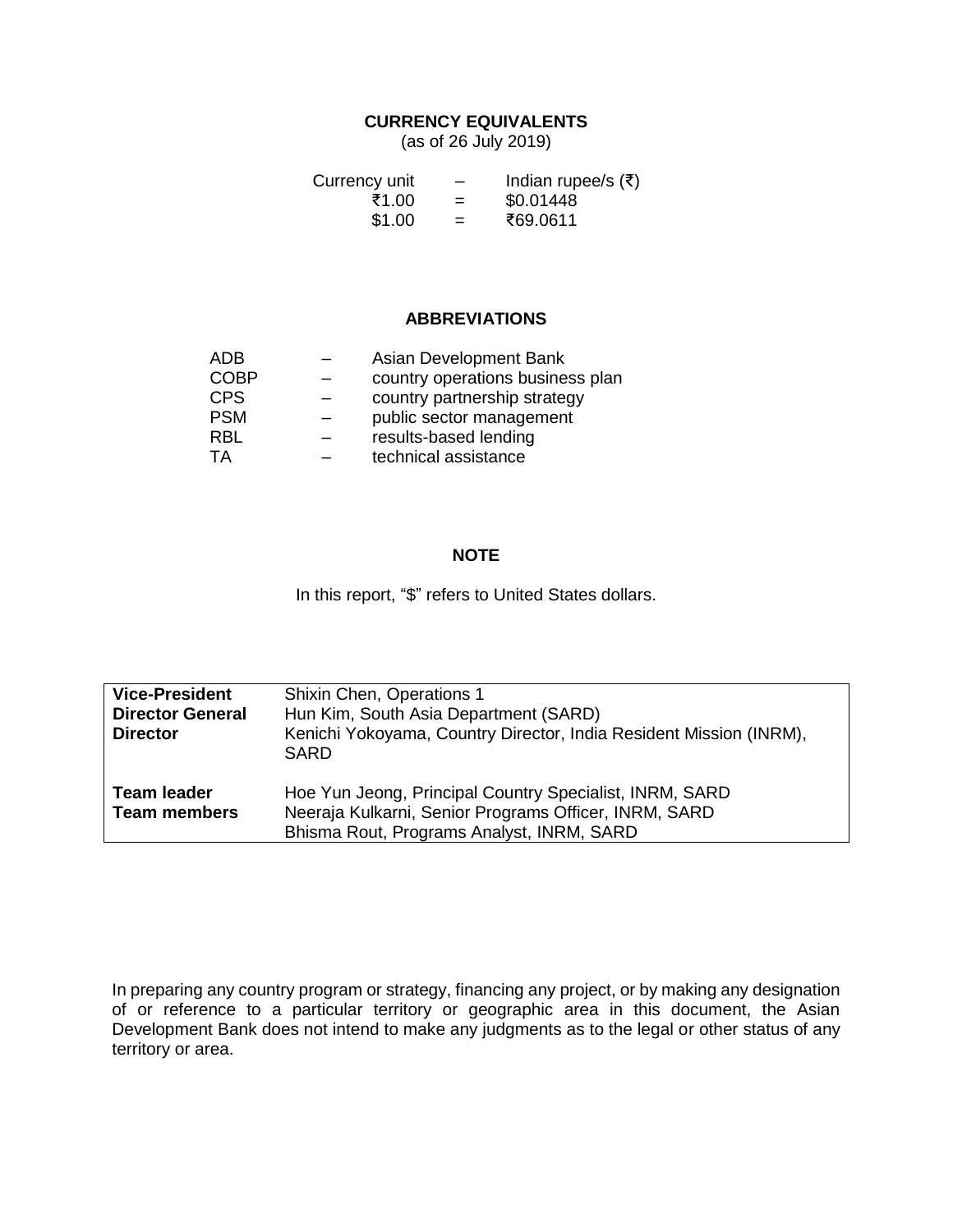## CURRENCY EQUIVALENTS

(as of 26 July 2019)

| | | |
|---|---|---|
| Currency unit | – | Indian rupee/s (₹) |
| ₹1.00 | = | $0.01448 |
| $1.00 | = | ₹69.0611 |

## ABBREVIATIONS

| | | |
|---|---|---|
| ADB | – | Asian Development Bank |
| COBP | – | country operations business plan |
| CPS | – | country partnership strategy |
| PSM | – | public sector management |
| RBL | – | results-based lending |
| TA | – | technical assistance |

## NOTE

In this report, "$" refers to United States dollars.

| | |
|---|---|
| **Vice-President** | Shixin Chen, Operations 1 |
| **Director General** | Hun Kim, South Asia Department (SARD) |
| **Director** | Kenichi Yokoyama, Country Director, India Resident Mission (INRM), SARD |
| **Team leader** | Hoe Yun Jeong, Principal Country Specialist, INRM, SARD |
| **Team members** | Neeraja Kulkarni, Senior Programs Officer, INRM, SARD |
| | Bhisma Rout, Programs Analyst, INRM, SARD |

In preparing any country program or strategy, financing any project, or by making any designation of or reference to a particular territory or geographic area in this document, the Asian Development Bank does not intend to make any judgments as to the legal or other status of any territory or area.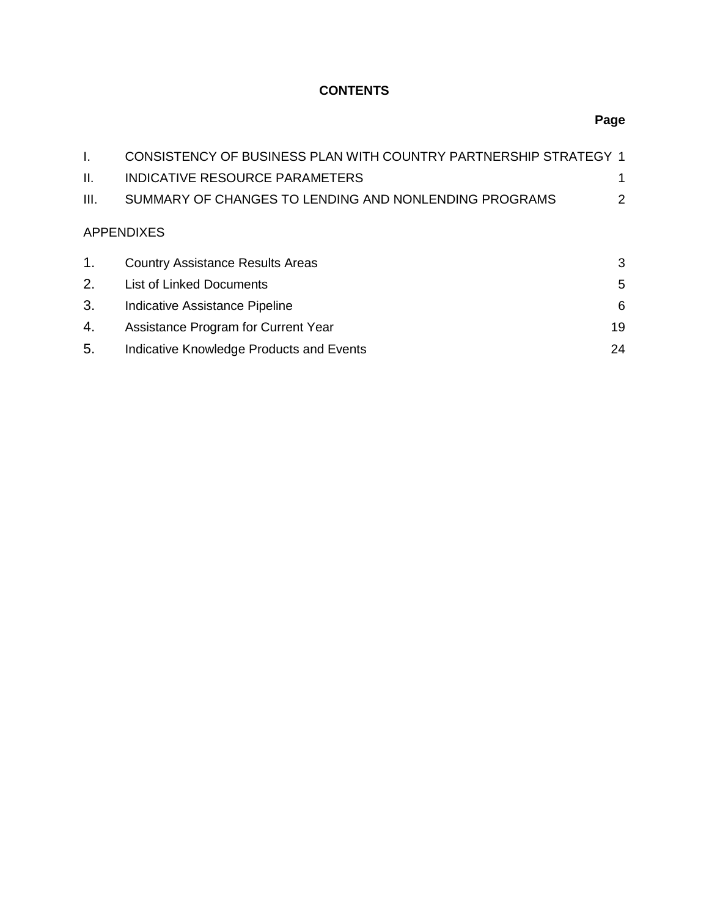# CONTENTS

| | | Page |
|---|---|---|
| I. | CONSISTENCY OF BUSINESS PLAN WITH COUNTRY PARTNERSHIP STRATEGY | 1 |
| II. | INDICATIVE RESOURCE PARAMETERS | 1 |
| III. | SUMMARY OF CHANGES TO LENDING AND NONLENDING PROGRAMS | 2 |

APPENDIXES

| | | |
|---|---|---|
| 1. | Country Assistance Results Areas | 3 |
| 2. | List of Linked Documents | 5 |
| 3. | Indicative Assistance Pipeline | 6 |
| 4. | Assistance Program for Current Year | 19 |
| 5. | Indicative Knowledge Products and Events | 24 |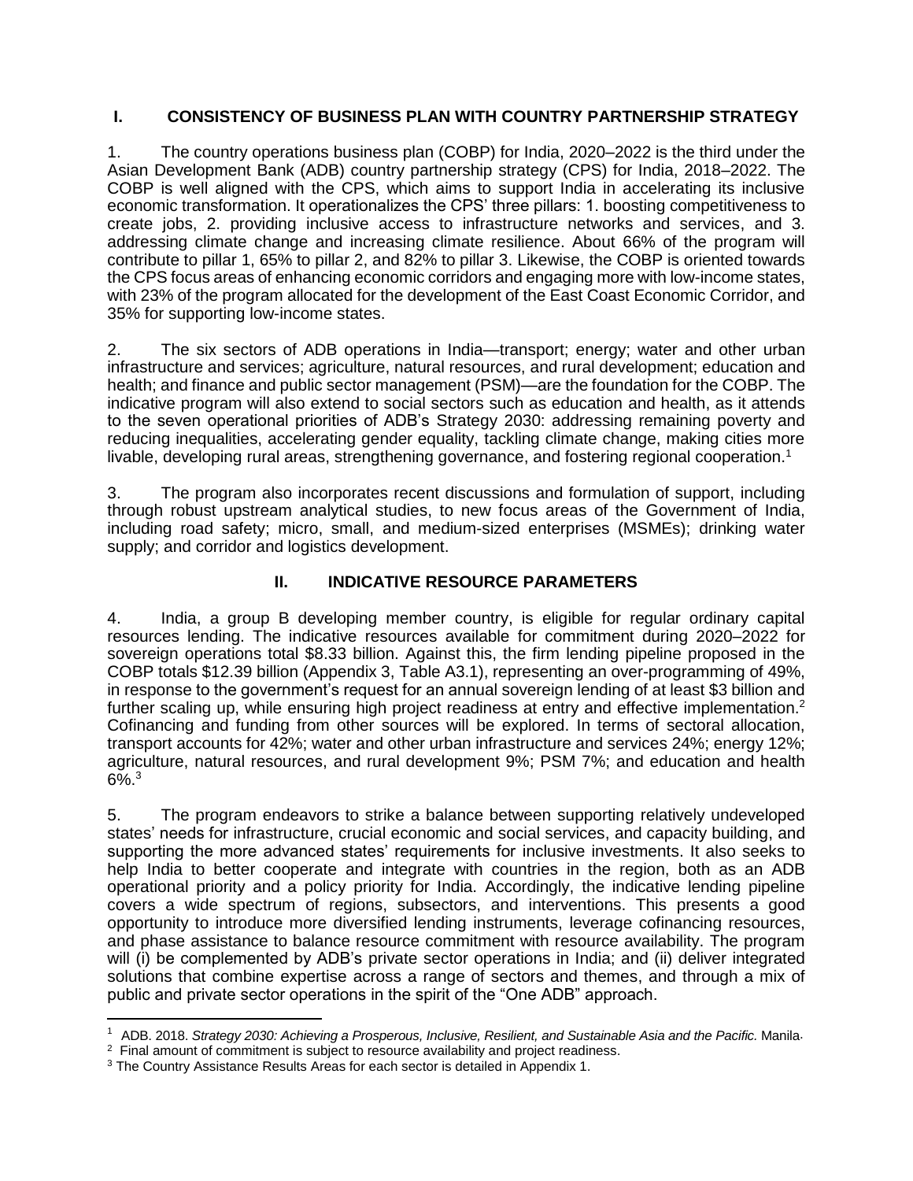## I. CONSISTENCY OF BUSINESS PLAN WITH COUNTRY PARTNERSHIP STRATEGY

1. The country operations business plan (COBP) for India, 2020–2022 is the third under the Asian Development Bank (ADB) country partnership strategy (CPS) for India, 2018–2022. The COBP is well aligned with the CPS, which aims to support India in accelerating its inclusive economic transformation. It operationalizes the CPS' three pillars: 1. boosting competitiveness to create jobs, 2. providing inclusive access to infrastructure networks and services, and 3. addressing climate change and increasing climate resilience. About 66% of the program will contribute to pillar 1, 65% to pillar 2, and 82% to pillar 3. Likewise, the COBP is oriented towards the CPS focus areas of enhancing economic corridors and engaging more with low-income states, with 23% of the program allocated for the development of the East Coast Economic Corridor, and 35% for supporting low-income states.

2. The six sectors of ADB operations in India—transport; energy; water and other urban infrastructure and services; agriculture, natural resources, and rural development; education and health; and finance and public sector management (PSM)—are the foundation for the COBP. The indicative program will also extend to social sectors such as education and health, as it attends to the seven operational priorities of ADB's Strategy 2030: addressing remaining poverty and reducing inequalities, accelerating gender equality, tackling climate change, making cities more livable, developing rural areas, strengthening governance, and fostering regional cooperation.[1]

3. The program also incorporates recent discussions and formulation of support, including through robust upstream analytical studies, to new focus areas of the Government of India, including road safety; micro, small, and medium-sized enterprises (MSMEs); drinking water supply; and corridor and logistics development.

## II. INDICATIVE RESOURCE PARAMETERS

4. India, a group B developing member country, is eligible for regular ordinary capital resources lending. The indicative resources available for commitment during 2020–2022 for sovereign operations total \$8.33 billion. Against this, the firm lending pipeline proposed in the COBP totals \$12.39 billion (Appendix 3, Table A3.1), representing an over-programming of 49%, in response to the government's request for an annual sovereign lending of at least \$3 billion and further scaling up, while ensuring high project readiness at entry and effective implementation.[2] Cofinancing and funding from other sources will be explored. In terms of sectoral allocation, transport accounts for 42%; water and other urban infrastructure and services 24%; energy 12%; agriculture, natural resources, and rural development 9%; PSM 7%; and education and health 6%.[3]

5. The program endeavors to strike a balance between supporting relatively undeveloped states' needs for infrastructure, crucial economic and social services, and capacity building, and supporting the more advanced states' requirements for inclusive investments. It also seeks to help India to better cooperate and integrate with countries in the region, both as an ADB operational priority and a policy priority for India. Accordingly, the indicative lending pipeline covers a wide spectrum of regions, subsectors, and interventions. This presents a good opportunity to introduce more diversified lending instruments, leverage cofinancing resources, and phase assistance to balance resource commitment with resource availability. The program will (i) be complemented by ADB's private sector operations in India; and (ii) deliver integrated solutions that combine expertise across a range of sectors and themes, and through a mix of public and private sector operations in the spirit of the "One ADB" approach.

---

[1] ADB. 2018. *Strategy 2030: Achieving a Prosperous, Inclusive, Resilient, and Sustainable Asia and the Pacific.* Manila.

[2] Final amount of commitment is subject to resource availability and project readiness.

[3] The Country Assistance Results Areas for each sector is detailed in Appendix 1.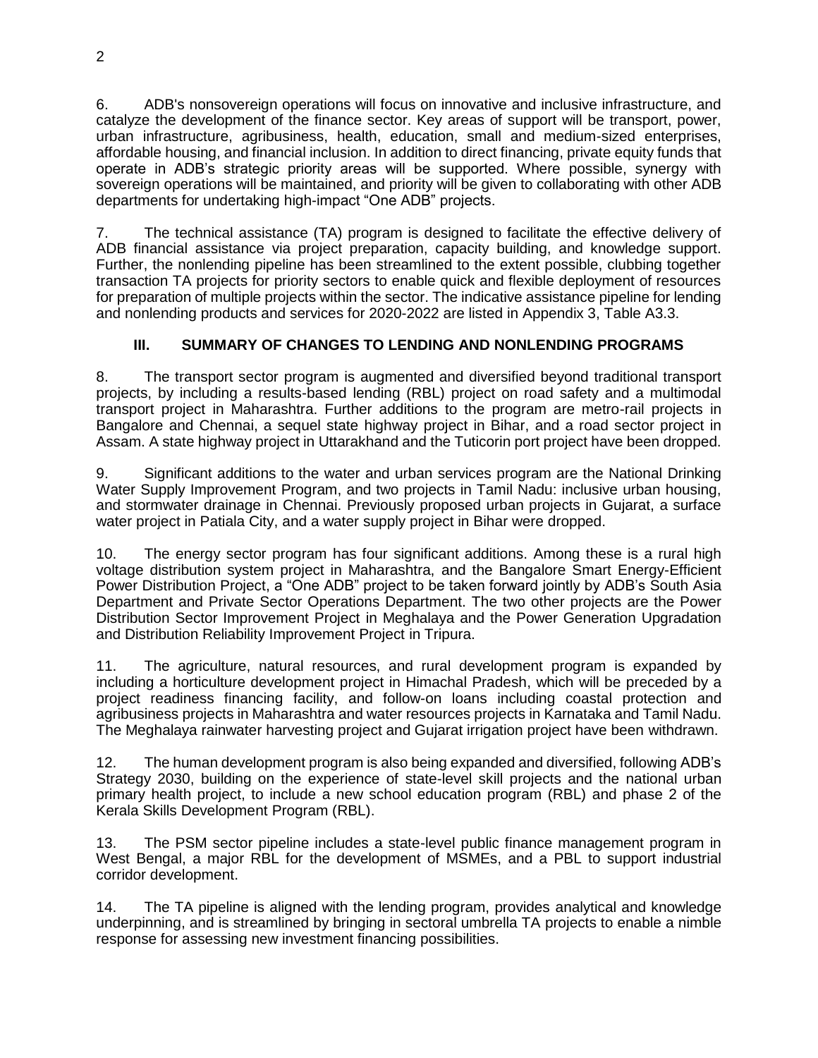6. ADB's nonsovereign operations will focus on innovative and inclusive infrastructure, and catalyze the development of the finance sector. Key areas of support will be transport, power, urban infrastructure, agribusiness, health, education, small and medium-sized enterprises, affordable housing, and financial inclusion. In addition to direct financing, private equity funds that operate in ADB's strategic priority areas will be supported. Where possible, synergy with sovereign operations will be maintained, and priority will be given to collaborating with other ADB departments for undertaking high-impact "One ADB" projects.

7. The technical assistance (TA) program is designed to facilitate the effective delivery of ADB financial assistance via project preparation, capacity building, and knowledge support. Further, the nonlending pipeline has been streamlined to the extent possible, clubbing together transaction TA projects for priority sectors to enable quick and flexible deployment of resources for preparation of multiple projects within the sector. The indicative assistance pipeline for lending and nonlending products and services for 2020-2022 are listed in Appendix 3, Table A3.3.

## III. SUMMARY OF CHANGES TO LENDING AND NONLENDING PROGRAMS

8. The transport sector program is augmented and diversified beyond traditional transport projects, by including a results-based lending (RBL) project on road safety and a multimodal transport project in Maharashtra. Further additions to the program are metro-rail projects in Bangalore and Chennai, a sequel state highway project in Bihar, and a road sector project in Assam. A state highway project in Uttarakhand and the Tuticorin port project have been dropped.

9. Significant additions to the water and urban services program are the National Drinking Water Supply Improvement Program, and two projects in Tamil Nadu: inclusive urban housing, and stormwater drainage in Chennai. Previously proposed urban projects in Gujarat, a surface water project in Patiala City, and a water supply project in Bihar were dropped.

10. The energy sector program has four significant additions. Among these is a rural high voltage distribution system project in Maharashtra, and the Bangalore Smart Energy-Efficient Power Distribution Project, a "One ADB" project to be taken forward jointly by ADB's South Asia Department and Private Sector Operations Department. The two other projects are the Power Distribution Sector Improvement Project in Meghalaya and the Power Generation Upgradation and Distribution Reliability Improvement Project in Tripura.

11. The agriculture, natural resources, and rural development program is expanded by including a horticulture development project in Himachal Pradesh, which will be preceded by a project readiness financing facility, and follow-on loans including coastal protection and agribusiness projects in Maharashtra and water resources projects in Karnataka and Tamil Nadu. The Meghalaya rainwater harvesting project and Gujarat irrigation project have been withdrawn.

12. The human development program is also being expanded and diversified, following ADB's Strategy 2030, building on the experience of state-level skill projects and the national urban primary health project, to include a new school education program (RBL) and phase 2 of the Kerala Skills Development Program (RBL).

13. The PSM sector pipeline includes a state-level public finance management program in West Bengal, a major RBL for the development of MSMEs, and a PBL to support industrial corridor development.

14. The TA pipeline is aligned with the lending program, provides analytical and knowledge underpinning, and is streamlined by bringing in sectoral umbrella TA projects to enable a nimble response for assessing new investment financing possibilities.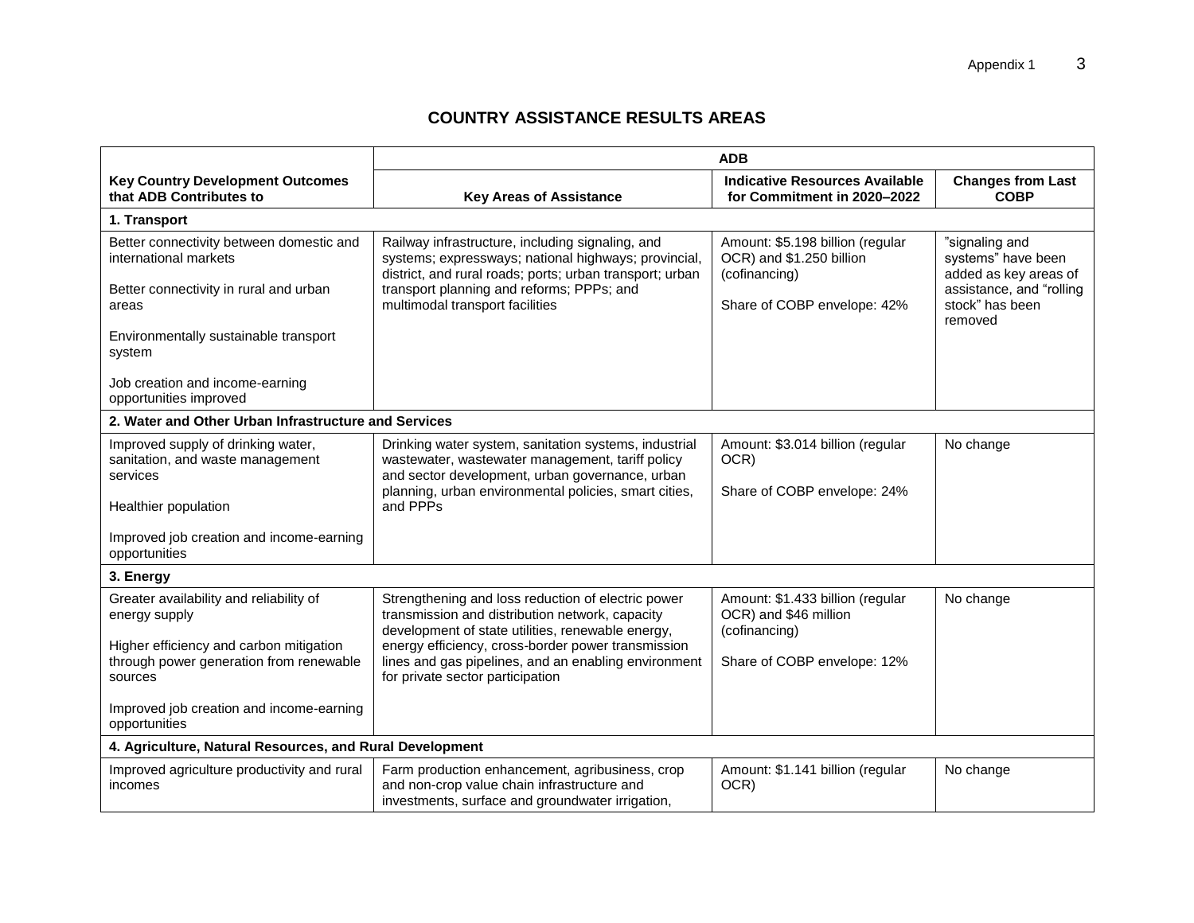# COUNTRY ASSISTANCE RESULTS AREAS

| Key Country Development Outcomes that ADB Contributes to | ADB | | |
|---|---|---|---|
| | **Key Areas of Assistance** | **Indicative Resources Available for Commitment in 2020–2022** | **Changes from Last COBP** |
| **1. Transport** | | | |
| Better connectivity between domestic and international markets<br><br>Better connectivity in rural and urban areas<br><br>Environmentally sustainable transport system<br><br>Job creation and income-earning opportunities improved | Railway infrastructure, including signaling, and systems; expressways; national highways; provincial, district, and rural roads; ports; urban transport; urban transport planning and reforms; PPPs; and multimodal transport facilities | Amount: \$5.198 billion (regular OCR) and \$1.250 billion (cofinancing)<br><br>Share of COBP envelope: 42% | "signaling and systems" have been added as key areas of assistance, and "rolling stock" has been removed |
| **2. Water and Other Urban Infrastructure and Services** | | | |
| Improved supply of drinking water, sanitation, and waste management services<br><br>Healthier population<br><br>Improved job creation and income-earning opportunities | Drinking water system, sanitation systems, industrial wastewater, wastewater management, tariff policy and sector development, urban governance, urban planning, urban environmental policies, smart cities, and PPPs | Amount: \$3.014 billion (regular OCR)<br><br>Share of COBP envelope: 24% | No change |
| **3. Energy** | | | |
| Greater availability and reliability of energy supply<br><br>Higher efficiency and carbon mitigation through power generation from renewable sources<br><br>Improved job creation and income-earning opportunities | Strengthening and loss reduction of electric power transmission and distribution network, capacity development of state utilities, renewable energy, energy efficiency, cross-border power transmission lines and gas pipelines, and an enabling environment for private sector participation | Amount: \$1.433 billion (regular OCR) and \$46 million (cofinancing)<br><br>Share of COBP envelope: 12% | No change |
| **4. Agriculture, Natural Resources, and Rural Development** | | | |
| Improved agriculture productivity and rural incomes | Farm production enhancement, agribusiness, crop and non-crop value chain infrastructure and investments, surface and groundwater irrigation, | Amount: \$1.141 billion (regular OCR) | No change |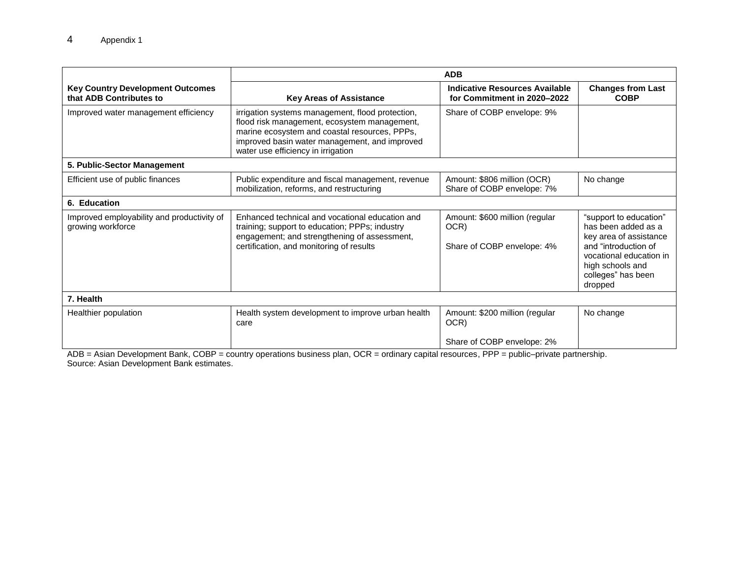| Key Country Development Outcomes that ADB Contributes to | ADB | | |
|---|---|---|---|
| | Key Areas of Assistance | Indicative Resources Available for Commitment in 2020–2022 | Changes from Last COBP |
| Improved water management efficiency | irrigation systems management, flood protection, flood risk management, ecosystem management, marine ecosystem and coastal resources, PPPs, improved basin water management, and improved water use efficiency in irrigation | Share of COBP envelope: 9% | |
| **5. Public-Sector Management** | | | |
| Efficient use of public finances | Public expenditure and fiscal management, revenue mobilization, reforms, and restructuring | Amount: $806 million (OCR) Share of COBP envelope: 7% | No change |
| **6. Education** | | | |
| Improved employability and productivity of growing workforce | Enhanced technical and vocational education and training; support to education; PPPs; industry engagement; and strengthening of assessment, certification, and monitoring of results | Amount: $600 million (regular OCR) Share of COBP envelope: 4% | "support to education" has been added as a key area of assistance and "introduction of vocational education in high schools and colleges" has been dropped |
| **7. Health** | | | |
| Healthier population | Health system development to improve urban health care | Amount: $200 million (regular OCR) Share of COBP envelope: 2% | No change |

ADB = Asian Development Bank, COBP = country operations business plan, OCR = ordinary capital resources, PPP = public–private partnership.
Source: Asian Development Bank estimates.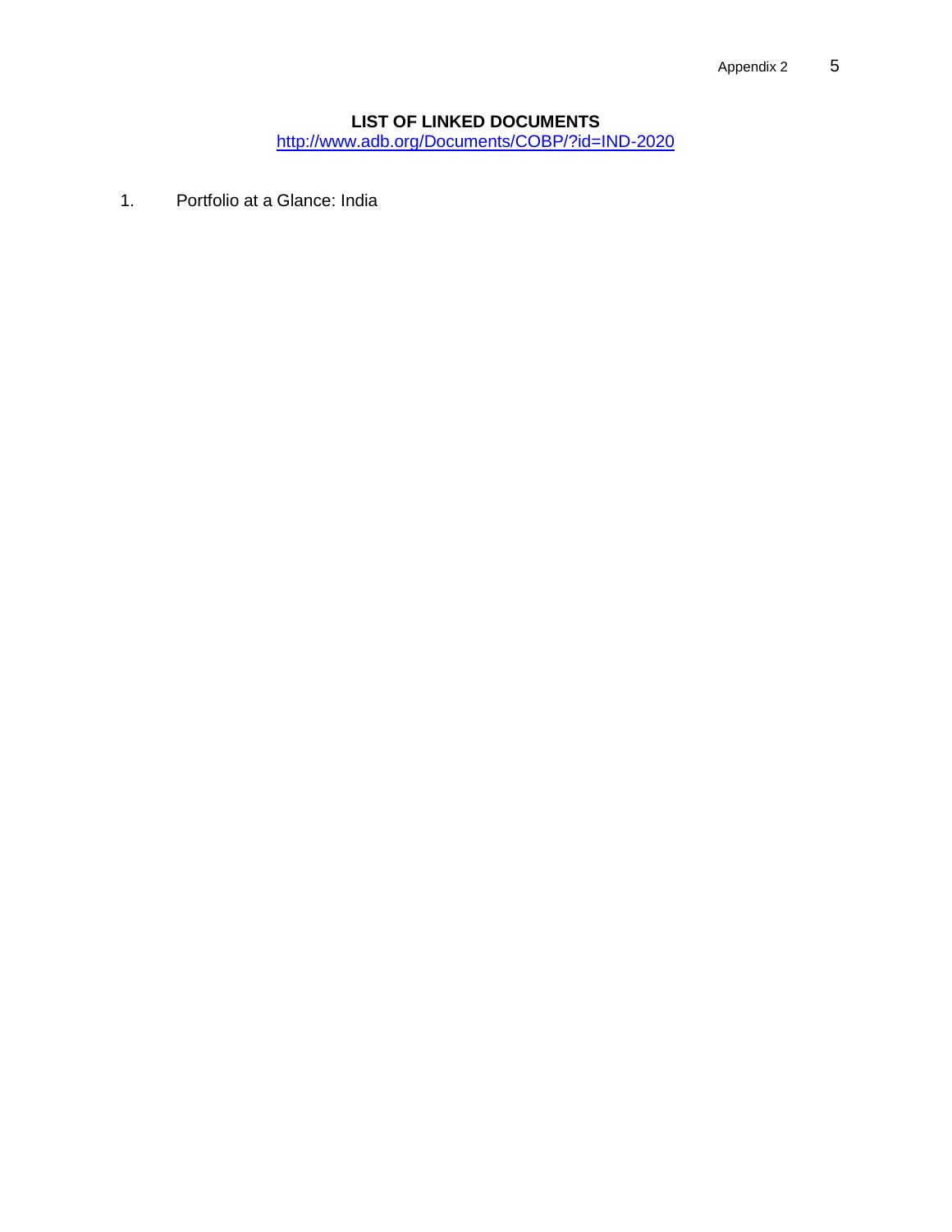**LIST OF LINKED DOCUMENTS**

http://www.adb.org/Documents/COBP/?id=IND-2020

1. Portfolio at a Glance: India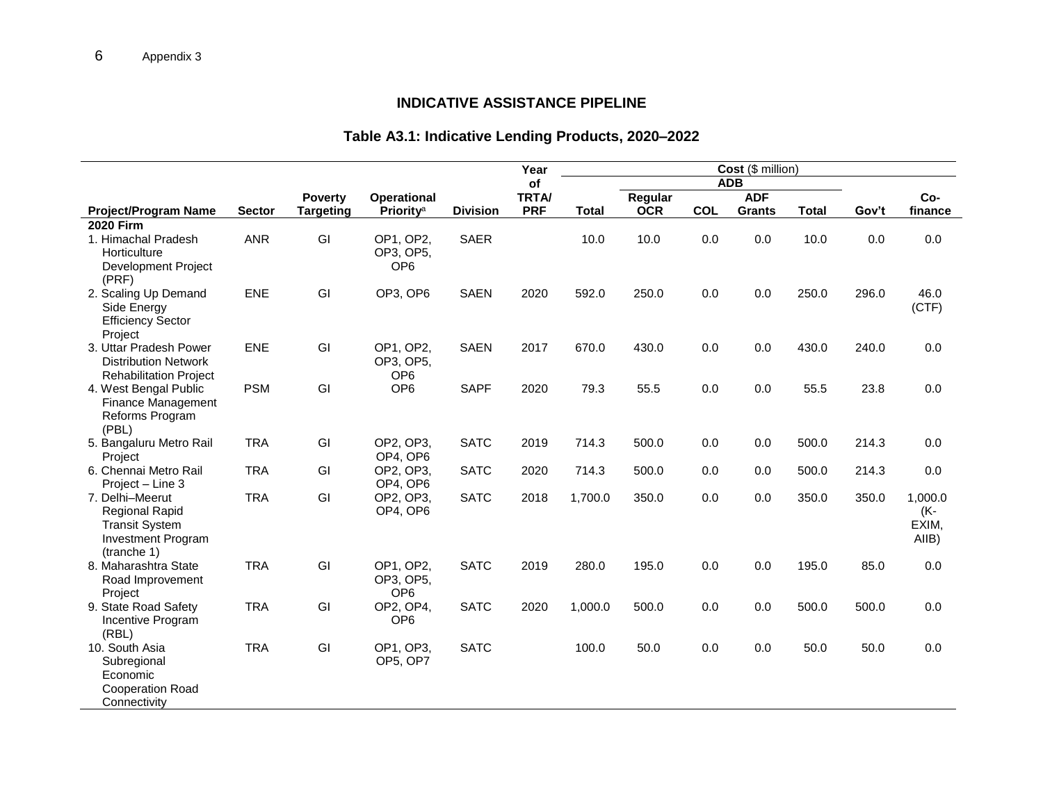## INDICATIVE ASSISTANCE PIPELINE

### Table A3.1: Indicative Lending Products, 2020–2022

| Project/Program Name | Sector | Poverty Targeting | Operational Priority[a] | Division | Year of TRTA/ PRF | Cost ($ million) Total | ADB Regular OCR | ADB COL | ADB ADF Grants | ADB Total | Gov't | Co-finance |
|---|---|---|---|---|---|---|---|---|---|---|---|---|
| **2020 Firm** | | | | | | | | | | | | |
| 1. Himachal Pradesh Horticulture Development Project (PRF) | ANR | GI | OP1, OP2, OP3, OP5, OP6 | SAER | | 10.0 | 10.0 | 0.0 | 0.0 | 10.0 | 0.0 | 0.0 |
| 2. Scaling Up Demand Side Energy Efficiency Sector Project | ENE | GI | OP3, OP6 | SAEN | 2020 | 592.0 | 250.0 | 0.0 | 0.0 | 250.0 | 296.0 | 46.0 (CTF) |
| 3. Uttar Pradesh Power Distribution Network Rehabilitation Project | ENE | GI | OP1, OP2, OP3, OP5, OP6 | SAEN | 2017 | 670.0 | 430.0 | 0.0 | 0.0 | 430.0 | 240.0 | 0.0 |
| 4. West Bengal Public Finance Management Reforms Program (PBL) | PSM | GI | OP6 | SAPF | 2020 | 79.3 | 55.5 | 0.0 | 0.0 | 55.5 | 23.8 | 0.0 |
| 5. Bangaluru Metro Rail Project | TRA | GI | OP2, OP3, OP4, OP6 | SATC | 2019 | 714.3 | 500.0 | 0.0 | 0.0 | 500.0 | 214.3 | 0.0 |
| 6. Chennai Metro Rail Project – Line 3 | TRA | GI | OP2, OP3, OP4, OP6 | SATC | 2020 | 714.3 | 500.0 | 0.0 | 0.0 | 500.0 | 214.3 | 0.0 |
| 7. Delhi–Meerut Regional Rapid Transit System Investment Program (tranche 1) | TRA | GI | OP2, OP3, OP4, OP6 | SATC | 2018 | 1,700.0 | 350.0 | 0.0 | 0.0 | 350.0 | 350.0 | 1,000.0 (K-EXIM, AIIB) |
| 8. Maharashtra State Road Improvement Project | TRA | GI | OP1, OP2, OP3, OP5, OP6 | SATC | 2019 | 280.0 | 195.0 | 0.0 | 0.0 | 195.0 | 85.0 | 0.0 |
| 9. State Road Safety Incentive Program (RBL) | TRA | GI | OP2, OP4, OP6 | SATC | 2020 | 1,000.0 | 500.0 | 0.0 | 0.0 | 500.0 | 500.0 | 0.0 |
| 10. South Asia Subregional Economic Cooperation Road Connectivity | TRA | GI | OP1, OP3, OP5, OP7 | SATC | | 100.0 | 50.0 | 0.0 | 0.0 | 50.0 | 50.0 | 0.0 |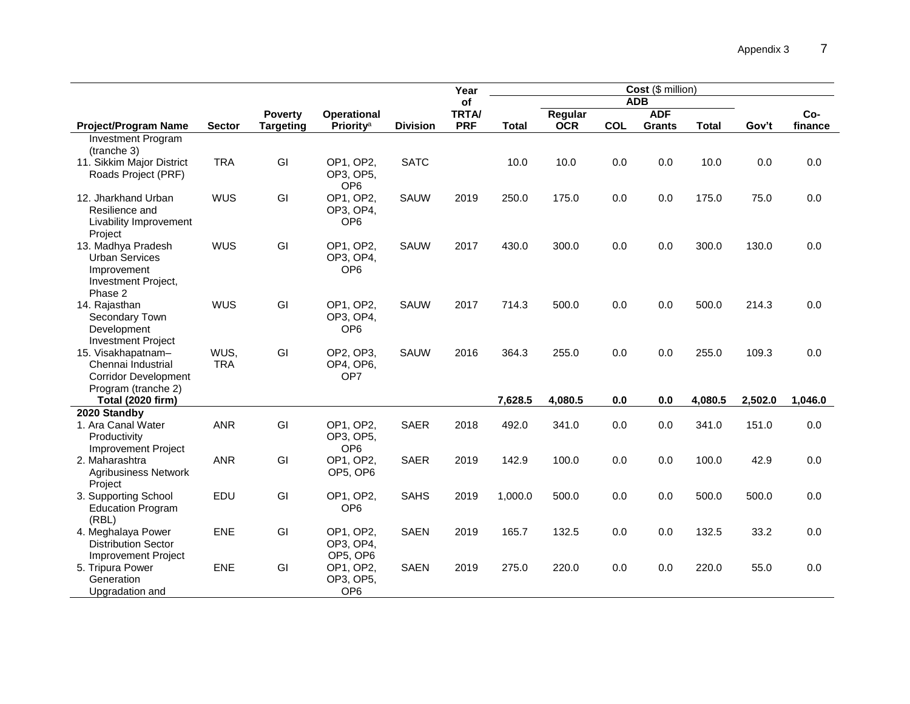| Project/Program Name | Sector | Poverty Targeting | Operational Priority[a] | Division | Year of TRTA/ PRF | Cost ($ million) Total | ADB Regular OCR | ADB COL | ADB ADF Grants | ADB Total | Gov't | Co-finance |
|---|---|---|---|---|---|---|---|---|---|---|---|---|
| Investment Program (tranche 3) | | | | | | | | | | | | |
| 11. Sikkim Major District Roads Project (PRF) | TRA | GI | OP1, OP2, OP3, OP5, OP6 | SATC | | 10.0 | 10.0 | 0.0 | 0.0 | 10.0 | 0.0 | 0.0 |
| 12. Jharkhand Urban Resilience and Livability Improvement Project | WUS | GI | OP1, OP2, OP3, OP4, OP6 | SAUW | 2019 | 250.0 | 175.0 | 0.0 | 0.0 | 175.0 | 75.0 | 0.0 |
| 13. Madhya Pradesh Urban Services Improvement Investment Project, Phase 2 | WUS | GI | OP1, OP2, OP3, OP4, OP6 | SAUW | 2017 | 430.0 | 300.0 | 0.0 | 0.0 | 300.0 | 130.0 | 0.0 |
| 14. Rajasthan Secondary Town Development Investment Project | WUS | GI | OP1, OP2, OP3, OP4, OP6 | SAUW | 2017 | 714.3 | 500.0 | 0.0 | 0.0 | 500.0 | 214.3 | 0.0 |
| 15. Visakhapatnam–Chennai Industrial Corridor Development Program (tranche 2) | WUS, TRA | GI | OP2, OP3, OP4, OP6, OP7 | SAUW | 2016 | 364.3 | 255.0 | 0.0 | 0.0 | 255.0 | 109.3 | 0.0 |
| **Total (2020 firm)** | | | | | | **7,628.5** | **4,080.5** | **0.0** | **0.0** | **4,080.5** | **2,502.0** | **1,046.0** |
| **2020 Standby** | | | | | | | | | | | | |
| 1. Ara Canal Water Productivity Improvement Project | ANR | GI | OP1, OP2, OP3, OP5, OP6 | SAER | 2018 | 492.0 | 341.0 | 0.0 | 0.0 | 341.0 | 151.0 | 0.0 |
| 2. Maharashtra Agribusiness Network Project | ANR | GI | OP1, OP2, OP5, OP6 | SAER | 2019 | 142.9 | 100.0 | 0.0 | 0.0 | 100.0 | 42.9 | 0.0 |
| 3. Supporting School Education Program (RBL) | EDU | GI | OP1, OP2, OP6 | SAHS | 2019 | 1,000.0 | 500.0 | 0.0 | 0.0 | 500.0 | 500.0 | 0.0 |
| 4. Meghalaya Power Distribution Sector Improvement Project | ENE | GI | OP1, OP2, OP3, OP4, OP5, OP6 | SAEN | 2019 | 165.7 | 132.5 | 0.0 | 0.0 | 132.5 | 33.2 | 0.0 |
| 5. Tripura Power Generation Upgradation and | ENE | GI | OP1, OP2, OP3, OP5, OP6 | SAEN | 2019 | 275.0 | 220.0 | 0.0 | 0.0 | 220.0 | 55.0 | 0.0 |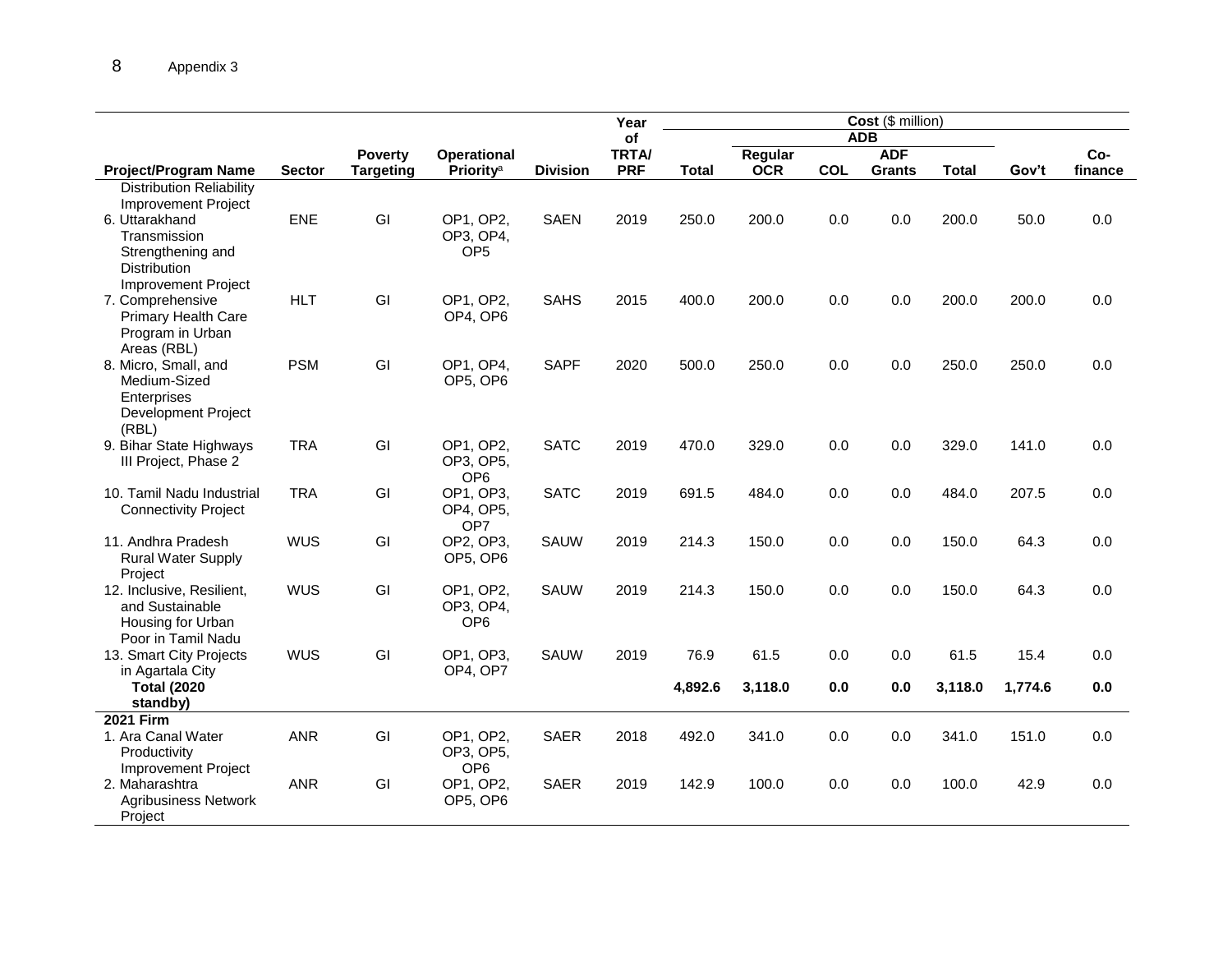| Project/Program Name | Sector | Poverty Targeting | Operational Priority[a] | Division | Year of TRTA/ PRF | Cost ($ million) | | | | | | |
|---|---|---|---|---|---|---|---|---|---|---|---|---|
| | | | | | | Total | ADB | | | | Gov't | Co-finance |
| | | | | | | | Regular OCR | COL | ADF Grants | Total | | |
| Distribution Reliability Improvement Project | | | | | | | | | | | | |
| 6. Uttarakhand Transmission Strengthening and Distribution Improvement Project | ENE | GI | OP1, OP2, OP3, OP4, OP5 | SAEN | 2019 | 250.0 | 200.0 | 0.0 | 0.0 | 200.0 | 50.0 | 0.0 |
| 7. Comprehensive Primary Health Care Program in Urban Areas (RBL) | HLT | GI | OP1, OP2, OP4, OP6 | SAHS | 2015 | 400.0 | 200.0 | 0.0 | 0.0 | 200.0 | 200.0 | 0.0 |
| 8. Micro, Small, and Medium-Sized Enterprises Development Project (RBL) | PSM | GI | OP1, OP4, OP5, OP6 | SAPF | 2020 | 500.0 | 250.0 | 0.0 | 0.0 | 250.0 | 250.0 | 0.0 |
| 9. Bihar State Highways III Project, Phase 2 | TRA | GI | OP1, OP2, OP3, OP5, OP6 | SATC | 2019 | 470.0 | 329.0 | 0.0 | 0.0 | 329.0 | 141.0 | 0.0 |
| 10. Tamil Nadu Industrial Connectivity Project | TRA | GI | OP1, OP3, OP4, OP5, OP7 | SATC | 2019 | 691.5 | 484.0 | 0.0 | 0.0 | 484.0 | 207.5 | 0.0 |
| 11. Andhra Pradesh Rural Water Supply Project | WUS | GI | OP2, OP3, OP5, OP6 | SAUW | 2019 | 214.3 | 150.0 | 0.0 | 0.0 | 150.0 | 64.3 | 0.0 |
| 12. Inclusive, Resilient, and Sustainable Housing for Urban Poor in Tamil Nadu | WUS | GI | OP1, OP2, OP3, OP4, OP6 | SAUW | 2019 | 214.3 | 150.0 | 0.0 | 0.0 | 150.0 | 64.3 | 0.0 |
| 13. Smart City Projects in Agartala City | WUS | GI | OP1, OP3, OP4, OP7 | SAUW | 2019 | 76.9 | 61.5 | 0.0 | 0.0 | 61.5 | 15.4 | 0.0 |
| **Total (2020 standby)** | | | | | | **4,892.6** | **3,118.0** | **0.0** | **0.0** | **3,118.0** | **1,774.6** | **0.0** |
| **2021 Firm** | | | | | | | | | | | | |
| 1. Ara Canal Water Productivity Improvement Project | ANR | GI | OP1, OP2, OP3, OP5, OP6 | SAER | 2018 | 492.0 | 341.0 | 0.0 | 0.0 | 341.0 | 151.0 | 0.0 |
| 2. Maharashtra Agribusiness Network Project | ANR | GI | OP1, OP2, OP5, OP6 | SAER | 2019 | 142.9 | 100.0 | 0.0 | 0.0 | 100.0 | 42.9 | 0.0 |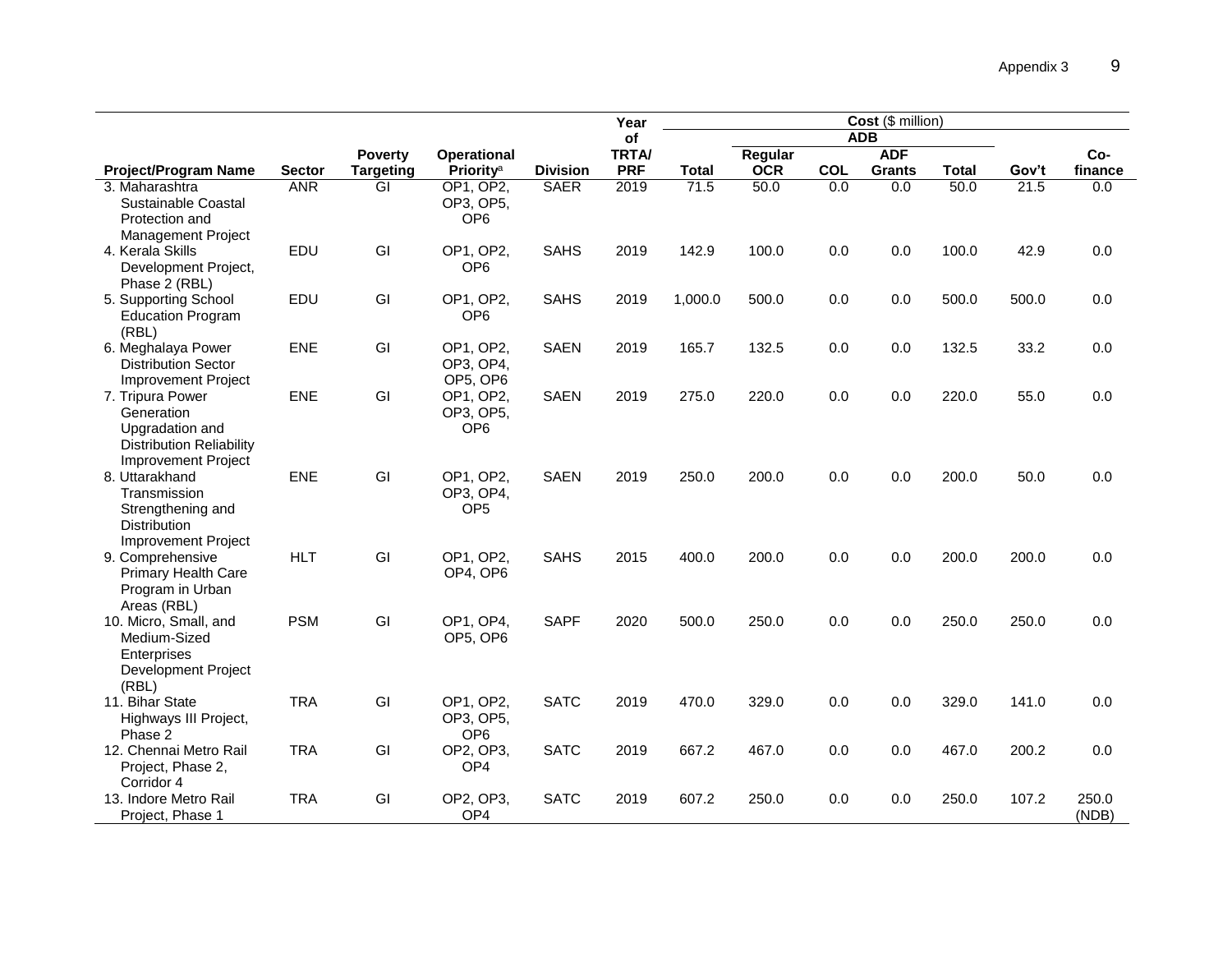| Project/Program Name | Sector | Poverty Targeting | Operational Priority[a] | Division | Year of TRTA/ PRF | Cost ($ million) | | | | | | |
|---|---|---|---|---|---|---|---|---|---|---|---|---|
| | | | | | | Total | ADB | | | | Gov't | Co-finance |
| | | | | | | | Regular OCR | COL | ADF Grants | Total | | |
| 3. Maharashtra Sustainable Coastal Protection and Management Project | ANR | GI | OP1, OP2, OP3, OP5, OP6 | SAER | 2019 | 71.5 | 50.0 | 0.0 | 0.0 | 50.0 | 21.5 | 0.0 |
| 4. Kerala Skills Development Project, Phase 2 (RBL) | EDU | GI | OP1, OP2, OP6 | SAHS | 2019 | 142.9 | 100.0 | 0.0 | 0.0 | 100.0 | 42.9 | 0.0 |
| 5. Supporting School Education Program (RBL) | EDU | GI | OP1, OP2, OP6 | SAHS | 2019 | 1,000.0 | 500.0 | 0.0 | 0.0 | 500.0 | 500.0 | 0.0 |
| 6. Meghalaya Power Distribution Sector Improvement Project | ENE | GI | OP1, OP2, OP3, OP4, OP5, OP6 | SAEN | 2019 | 165.7 | 132.5 | 0.0 | 0.0 | 132.5 | 33.2 | 0.0 |
| 7. Tripura Power Generation Upgradation and Distribution Reliability Improvement Project | ENE | GI | OP1, OP2, OP3, OP5, OP6 | SAEN | 2019 | 275.0 | 220.0 | 0.0 | 0.0 | 220.0 | 55.0 | 0.0 |
| 8. Uttarakhand Transmission Strengthening and Distribution Improvement Project | ENE | GI | OP1, OP2, OP3, OP4, OP5 | SAEN | 2019 | 250.0 | 200.0 | 0.0 | 0.0 | 200.0 | 50.0 | 0.0 |
| 9. Comprehensive Primary Health Care Program in Urban Areas (RBL) | HLT | GI | OP1, OP2, OP4, OP6 | SAHS | 2015 | 400.0 | 200.0 | 0.0 | 0.0 | 200.0 | 200.0 | 0.0 |
| 10. Micro, Small, and Medium-Sized Enterprises Development Project (RBL) | PSM | GI | OP1, OP4, OP5, OP6 | SAPF | 2020 | 500.0 | 250.0 | 0.0 | 0.0 | 250.0 | 250.0 | 0.0 |
| 11. Bihar State Highways III Project, Phase 2 | TRA | GI | OP1, OP2, OP3, OP5, OP6 | SATC | 2019 | 470.0 | 329.0 | 0.0 | 0.0 | 329.0 | 141.0 | 0.0 |
| 12. Chennai Metro Rail Project, Phase 2, Corridor 4 | TRA | GI | OP2, OP3, OP4 | SATC | 2019 | 667.2 | 467.0 | 0.0 | 0.0 | 467.0 | 200.2 | 0.0 |
| 13. Indore Metro Rail Project, Phase 1 | TRA | GI | OP2, OP3, OP4 | SATC | 2019 | 607.2 | 250.0 | 0.0 | 0.0 | 250.0 | 107.2 | 250.0 (NDB) |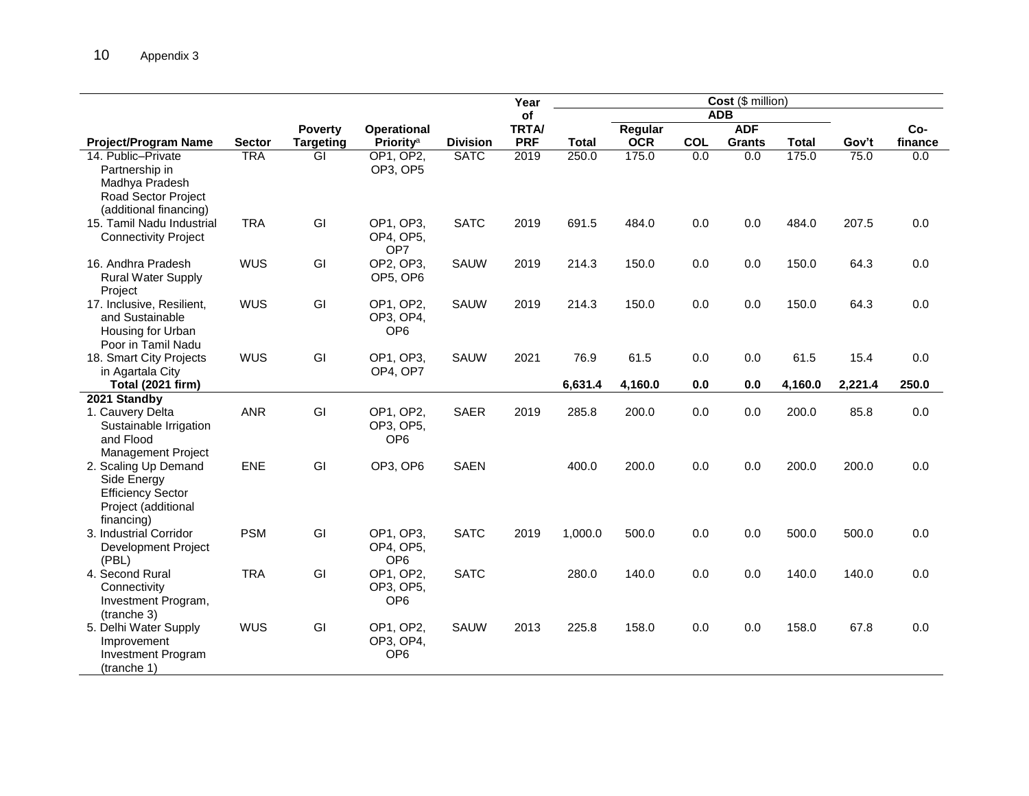| Project/Program Name | Sector | Poverty Targeting | Operational Priority[a] | Division | Year of TRTA/PRF | Cost ($ million) Total | ADB Regular OCR | ADB COL | ADB ADF Grants | ADB Total | Gov't | Co-finance |
|---|---|---|---|---|---|---|---|---|---|---|---|---|
| 14. Public–Private Partnership in Madhya Pradesh Road Sector Project (additional financing) | TRA | GI | OP1, OP2, OP3, OP5 | SATC | 2019 | 250.0 | 175.0 | 0.0 | 0.0 | 175.0 | 75.0 | 0.0 |
| 15. Tamil Nadu Industrial Connectivity Project | TRA | GI | OP1, OP3, OP4, OP5, OP7 | SATC | 2019 | 691.5 | 484.0 | 0.0 | 0.0 | 484.0 | 207.5 | 0.0 |
| 16. Andhra Pradesh Rural Water Supply Project | WUS | GI | OP2, OP3, OP5, OP6 | SAUW | 2019 | 214.3 | 150.0 | 0.0 | 0.0 | 150.0 | 64.3 | 0.0 |
| 17. Inclusive, Resilient, and Sustainable Housing for Urban Poor in Tamil Nadu | WUS | GI | OP1, OP2, OP3, OP4, OP6 | SAUW | 2019 | 214.3 | 150.0 | 0.0 | 0.0 | 150.0 | 64.3 | 0.0 |
| 18. Smart City Projects in Agartala City | WUS | GI | OP1, OP3, OP4, OP7 | SAUW | 2021 | 76.9 | 61.5 | 0.0 | 0.0 | 61.5 | 15.4 | 0.0 |
| **Total (2021 firm)** | | | | | | **6,631.4** | **4,160.0** | **0.0** | **0.0** | **4,160.0** | **2,221.4** | **250.0** |
| **2021 Standby** | | | | | | | | | | | | |
| 1. Cauvery Delta Sustainable Irrigation and Flood Management Project | ANR | GI | OP1, OP2, OP3, OP5, OP6 | SAER | 2019 | 285.8 | 200.0 | 0.0 | 0.0 | 200.0 | 85.8 | 0.0 |
| 2. Scaling Up Demand Side Energy Efficiency Sector Project (additional financing) | ENE | GI | OP3, OP6 | SAEN | | 400.0 | 200.0 | 0.0 | 0.0 | 200.0 | 200.0 | 0.0 |
| 3. Industrial Corridor Development Project (PBL) | PSM | GI | OP1, OP3, OP4, OP5, OP6 | SATC | 2019 | 1,000.0 | 500.0 | 0.0 | 0.0 | 500.0 | 500.0 | 0.0 |
| 4. Second Rural Connectivity Investment Program, (tranche 3) | TRA | GI | OP1, OP2, OP3, OP5, OP6 | SATC | | 280.0 | 140.0 | 0.0 | 0.0 | 140.0 | 140.0 | 0.0 |
| 5. Delhi Water Supply Improvement Investment Program (tranche 1) | WUS | GI | OP1, OP2, OP3, OP4, OP6 | SAUW | 2013 | 225.8 | 158.0 | 0.0 | 0.0 | 158.0 | 67.8 | 0.0 |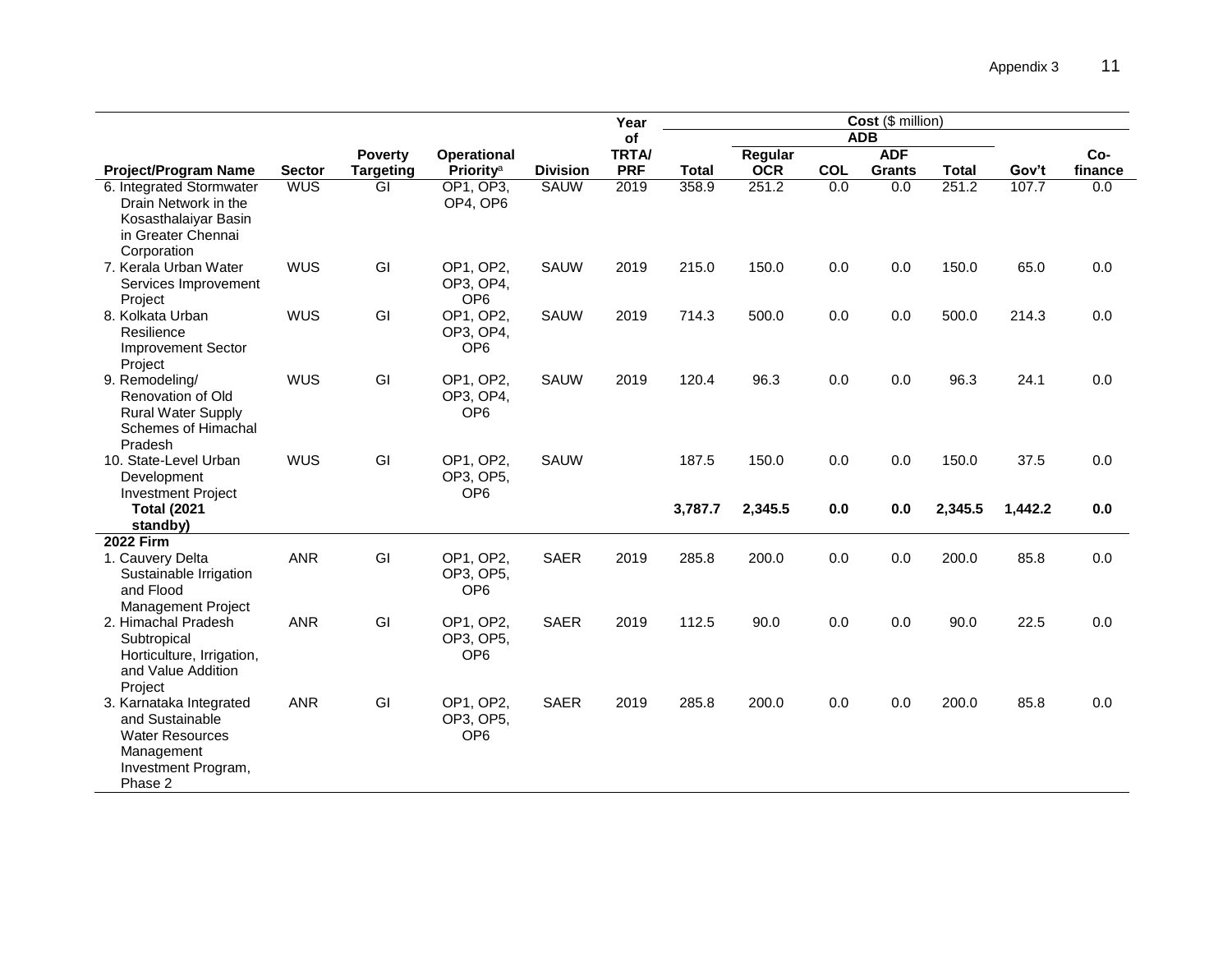| Project/Program Name | Sector | Poverty Targeting | Operational Priority[a] | Division | Year of TRTA/ PRF | Cost ($ million) | | | | | | |
|---|---|---|---|---|---|---|---|---|---|---|---|---|
| | | | | | | Total | ADB | | | | Gov't | Co-finance |
| | | | | | | | Regular OCR | COL | ADF Grants | Total | | |
| 6. Integrated Stormwater Drain Network in the Kosasthalaiyar Basin in Greater Chennai Corporation | WUS | GI | OP1, OP3, OP4, OP6 | SAUW | 2019 | 358.9 | 251.2 | 0.0 | 0.0 | 251.2 | 107.7 | 0.0 |
| 7. Kerala Urban Water Services Improvement Project | WUS | GI | OP1, OP2, OP3, OP4, OP6 | SAUW | 2019 | 215.0 | 150.0 | 0.0 | 0.0 | 150.0 | 65.0 | 0.0 |
| 8. Kolkata Urban Resilience Improvement Sector Project | WUS | GI | OP1, OP2, OP3, OP4, OP6 | SAUW | 2019 | 714.3 | 500.0 | 0.0 | 0.0 | 500.0 | 214.3 | 0.0 |
| 9. Remodeling/ Renovation of Old Rural Water Supply Schemes of Himachal Pradesh | WUS | GI | OP1, OP2, OP3, OP4, OP6 | SAUW | 2019 | 120.4 | 96.3 | 0.0 | 0.0 | 96.3 | 24.1 | 0.0 |
| 10. State-Level Urban Development Investment Project | WUS | GI | OP1, OP2, OP3, OP5, OP6 | SAUW | | 187.5 | 150.0 | 0.0 | 0.0 | 150.0 | 37.5 | 0.0 |
| **Total (2021 standby)** | | | | | | **3,787.7** | **2,345.5** | **0.0** | **0.0** | **2,345.5** | **1,442.2** | **0.0** |
| **2022 Firm** | | | | | | | | | | | | |
| 1. Cauvery Delta Sustainable Irrigation and Flood Management Project | ANR | GI | OP1, OP2, OP3, OP5, OP6 | SAER | 2019 | 285.8 | 200.0 | 0.0 | 0.0 | 200.0 | 85.8 | 0.0 |
| 2. Himachal Pradesh Subtropical Horticulture, Irrigation, and Value Addition Project | ANR | GI | OP1, OP2, OP3, OP5, OP6 | SAER | 2019 | 112.5 | 90.0 | 0.0 | 0.0 | 90.0 | 22.5 | 0.0 |
| 3. Karnataka Integrated and Sustainable Water Resources Management Investment Program, Phase 2 | ANR | GI | OP1, OP2, OP3, OP5, OP6 | SAER | 2019 | 285.8 | 200.0 | 0.0 | 0.0 | 200.0 | 85.8 | 0.0 |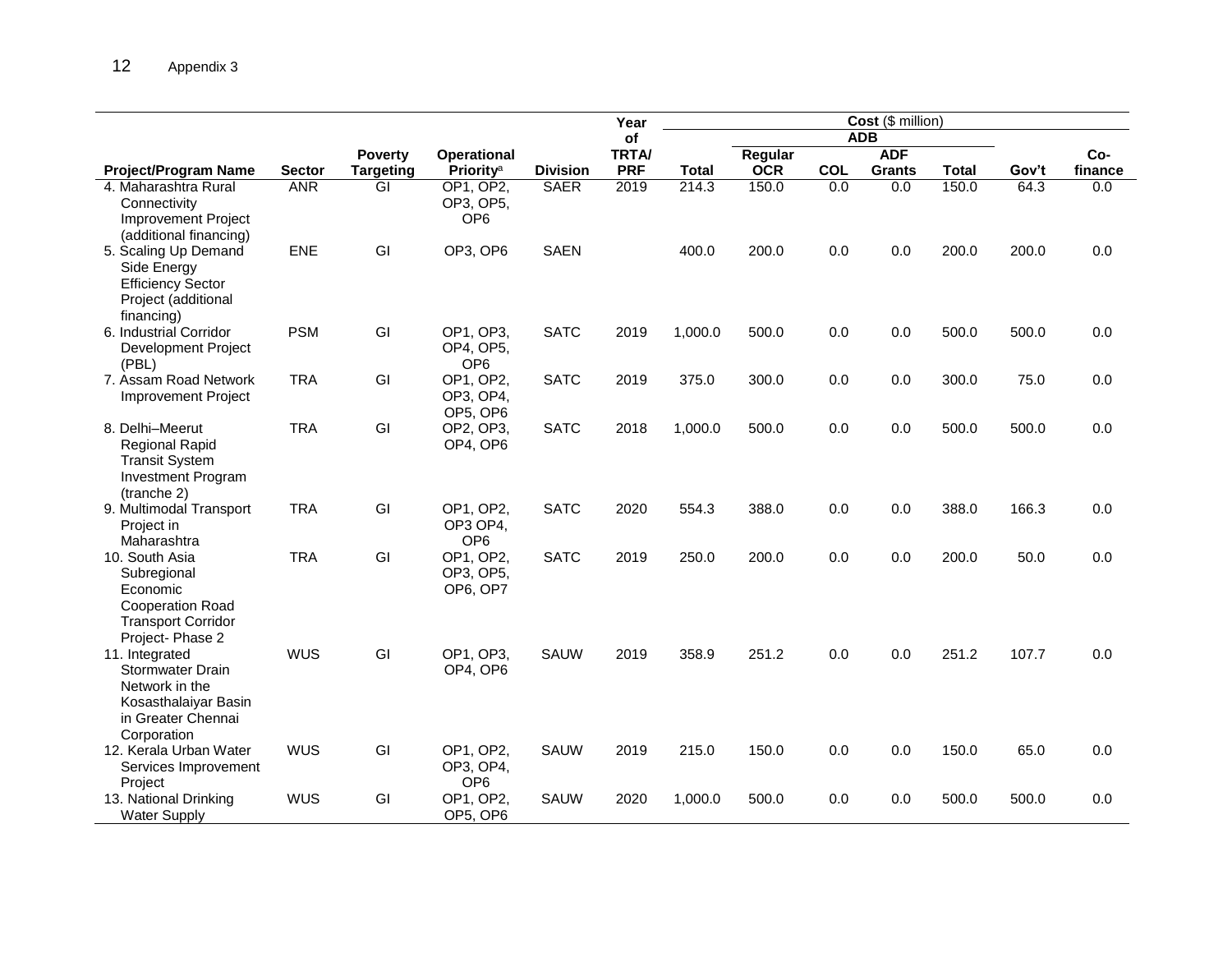| Project/Program Name | Sector | Poverty Targeting | Operational Priority[a] | Division | Year of TRTA/ PRF | Cost ($ million) | | | | | | |
|---|---|---|---|---|---|---|---|---|---|---|---|---|
| | | | | | | Total | ADB | | | | Gov't | Co-finance |
| | | | | | | | Regular OCR | COL | ADF Grants | Total | | |
| 4. Maharashtra Rural Connectivity Improvement Project (additional financing) | ANR | GI | OP1, OP2, OP3, OP5, OP6 | SAER | 2019 | 214.3 | 150.0 | 0.0 | 0.0 | 150.0 | 64.3 | 0.0 |
| 5. Scaling Up Demand Side Energy Efficiency Sector Project (additional financing) | ENE | GI | OP3, OP6 | SAEN | | 400.0 | 200.0 | 0.0 | 0.0 | 200.0 | 200.0 | 0.0 |
| 6. Industrial Corridor Development Project (PBL) | PSM | GI | OP1, OP3, OP4, OP5, OP6 | SATC | 2019 | 1,000.0 | 500.0 | 0.0 | 0.0 | 500.0 | 500.0 | 0.0 |
| 7. Assam Road Network Improvement Project | TRA | GI | OP1, OP2, OP3, OP4, OP5, OP6 | SATC | 2019 | 375.0 | 300.0 | 0.0 | 0.0 | 300.0 | 75.0 | 0.0 |
| 8. Delhi–Meerut Regional Rapid Transit System Investment Program (tranche 2) | TRA | GI | OP2, OP3, OP4, OP6 | SATC | 2018 | 1,000.0 | 500.0 | 0.0 | 0.0 | 500.0 | 500.0 | 0.0 |
| 9. Multimodal Transport Project in Maharashtra | TRA | GI | OP1, OP2, OP3 OP4, OP6 | SATC | 2020 | 554.3 | 388.0 | 0.0 | 0.0 | 388.0 | 166.3 | 0.0 |
| 10. South Asia Subregional Economic Cooperation Road Transport Corridor Project- Phase 2 | TRA | GI | OP1, OP2, OP3, OP5, OP6, OP7 | SATC | 2019 | 250.0 | 200.0 | 0.0 | 0.0 | 200.0 | 50.0 | 0.0 |
| 11. Integrated Stormwater Drain Network in the Kosasthalaiyar Basin in Greater Chennai Corporation | WUS | GI | OP1, OP3, OP4, OP6 | SAUW | 2019 | 358.9 | 251.2 | 0.0 | 0.0 | 251.2 | 107.7 | 0.0 |
| 12. Kerala Urban Water Services Improvement Project | WUS | GI | OP1, OP2, OP3, OP4, OP6 | SAUW | 2019 | 215.0 | 150.0 | 0.0 | 0.0 | 150.0 | 65.0 | 0.0 |
| 13. National Drinking Water Supply | WUS | GI | OP1, OP2, OP5, OP6 | SAUW | 2020 | 1,000.0 | 500.0 | 0.0 | 0.0 | 500.0 | 500.0 | 0.0 |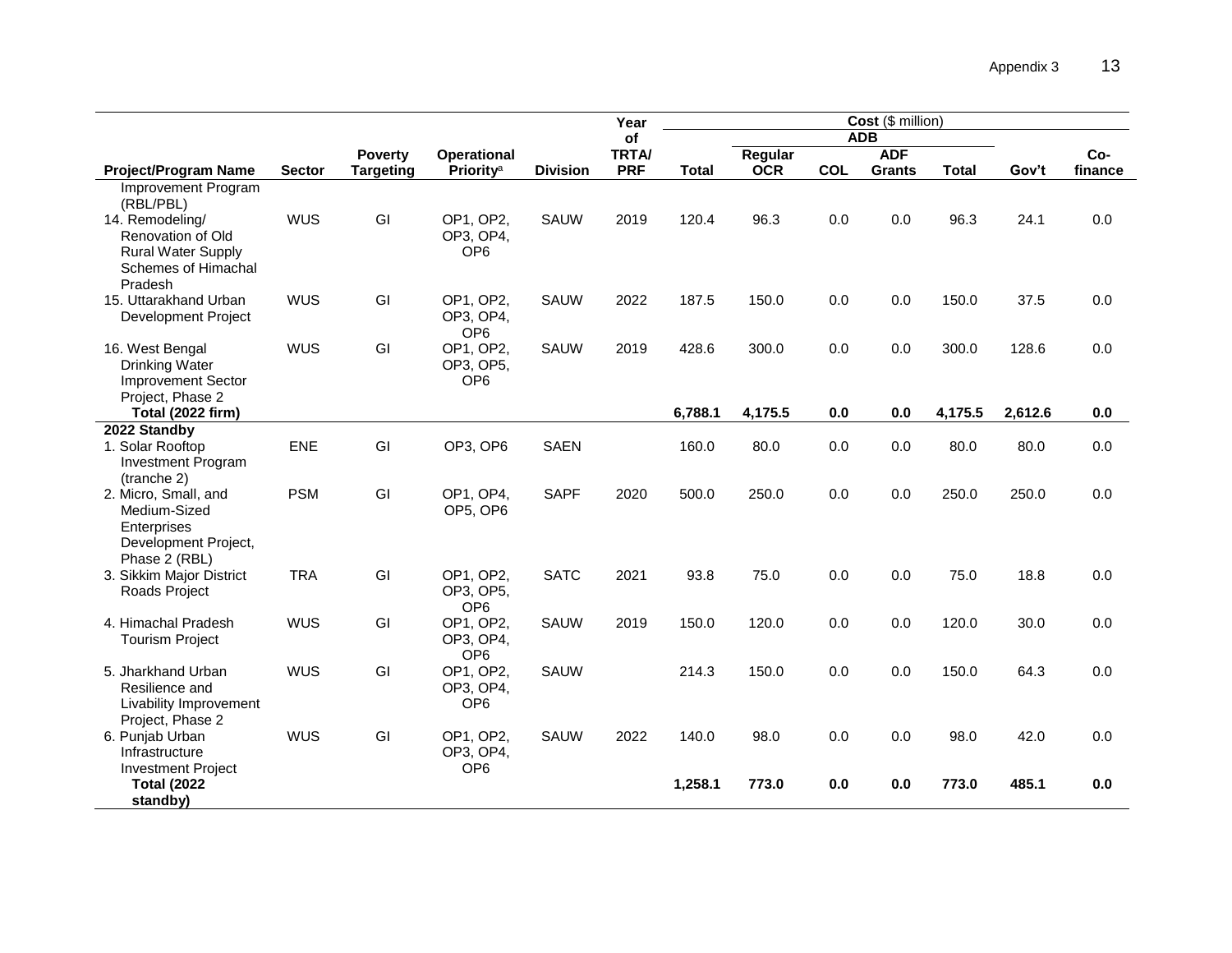| Project/Program Name | Sector | Poverty Targeting | Operational Priority[a] | Division | Year of TRTA/ PRF | Cost ($ million) | | | | | | |
|---|---|---|---|---|---|---|---|---|---|---|---|---|
| | | | | | | | ADB | | | | | |
| | | | | | | Total | Regular OCR | COL | ADF Grants | Total | Gov't | Co-finance |
| Improvement Program (RBL/PBL) | | | | | | | | | | | | |
| 14. Remodeling/ Renovation of Old Rural Water Supply Schemes of Himachal Pradesh | WUS | GI | OP1, OP2, OP3, OP4, OP6 | SAUW | 2019 | 120.4 | 96.3 | 0.0 | 0.0 | 96.3 | 24.1 | 0.0 |
| 15. Uttarakhand Urban Development Project | WUS | GI | OP1, OP2, OP3, OP4, OP6 | SAUW | 2022 | 187.5 | 150.0 | 0.0 | 0.0 | 150.0 | 37.5 | 0.0 |
| 16. West Bengal Drinking Water Improvement Sector Project, Phase 2 | WUS | GI | OP1, OP2, OP3, OP5, OP6 | SAUW | 2019 | 428.6 | 300.0 | 0.0 | 0.0 | 300.0 | 128.6 | 0.0 |
| **Total (2022 firm)** | | | | | | **6,788.1** | **4,175.5** | **0.0** | **0.0** | **4,175.5** | **2,612.6** | **0.0** |
| **2022 Standby** | | | | | | | | | | | | |
| 1. Solar Rooftop Investment Program (tranche 2) | ENE | GI | OP3, OP6 | SAEN | | 160.0 | 80.0 | 0.0 | 0.0 | 80.0 | 80.0 | 0.0 |
| 2. Micro, Small, and Medium-Sized Enterprises Development Project, Phase 2 (RBL) | PSM | GI | OP1, OP4, OP5, OP6 | SAPF | 2020 | 500.0 | 250.0 | 0.0 | 0.0 | 250.0 | 250.0 | 0.0 |
| 3. Sikkim Major District Roads Project | TRA | GI | OP1, OP2, OP3, OP5, OP6 | SATC | 2021 | 93.8 | 75.0 | 0.0 | 0.0 | 75.0 | 18.8 | 0.0 |
| 4. Himachal Pradesh Tourism Project | WUS | GI | OP1, OP2, OP3, OP4, OP6 | SAUW | 2019 | 150.0 | 120.0 | 0.0 | 0.0 | 120.0 | 30.0 | 0.0 |
| 5. Jharkhand Urban Resilience and Livability Improvement Project, Phase 2 | WUS | GI | OP1, OP2, OP3, OP4, OP6 | SAUW | | 214.3 | 150.0 | 0.0 | 0.0 | 150.0 | 64.3 | 0.0 |
| 6. Punjab Urban Infrastructure Investment Project | WUS | GI | OP1, OP2, OP3, OP4, OP6 | SAUW | 2022 | 140.0 | 98.0 | 0.0 | 0.0 | 98.0 | 42.0 | 0.0 |
| **Total (2022 standby)** | | | | | | **1,258.1** | **773.0** | **0.0** | **0.0** | **773.0** | **485.1** | **0.0** |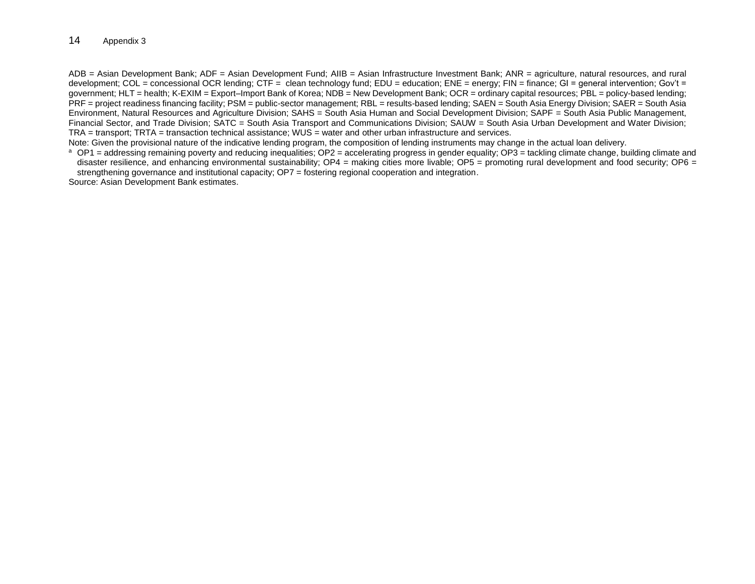ADB = Asian Development Bank; ADF = Asian Development Fund; AIIB = Asian Infrastructure Investment Bank; ANR = agriculture, natural resources, and rural development; COL = concessional OCR lending; CTF = clean technology fund; EDU = education; ENE = energy; FIN = finance; GI = general intervention; Gov't = government; HLT = health; K-EXIM = Export–Import Bank of Korea; NDB = New Development Bank; OCR = ordinary capital resources; PBL = policy-based lending; PRF = project readiness financing facility; PSM = public-sector management; RBL = results-based lending; SAEN = South Asia Energy Division; SAER = South Asia Environment, Natural Resources and Agriculture Division; SAHS = South Asia Human and Social Development Division; SAPF = South Asia Public Management, Financial Sector, and Trade Division; SATC = South Asia Transport and Communications Division; SAUW = South Asia Urban Development and Water Division; TRA = transport; TRTA = transaction technical assistance; WUS = water and other urban infrastructure and services.

Note: Given the provisional nature of the indicative lending program, the composition of lending instruments may change in the actual loan delivery.

[a] OP1 = addressing remaining poverty and reducing inequalities; OP2 = accelerating progress in gender equality; OP3 = tackling climate change, building climate and disaster resilience, and enhancing environmental sustainability; OP4 = making cities more livable; OP5 = promoting rural development and food security; OP6 = strengthening governance and institutional capacity; OP7 = fostering regional cooperation and integration.

Source: Asian Development Bank estimates.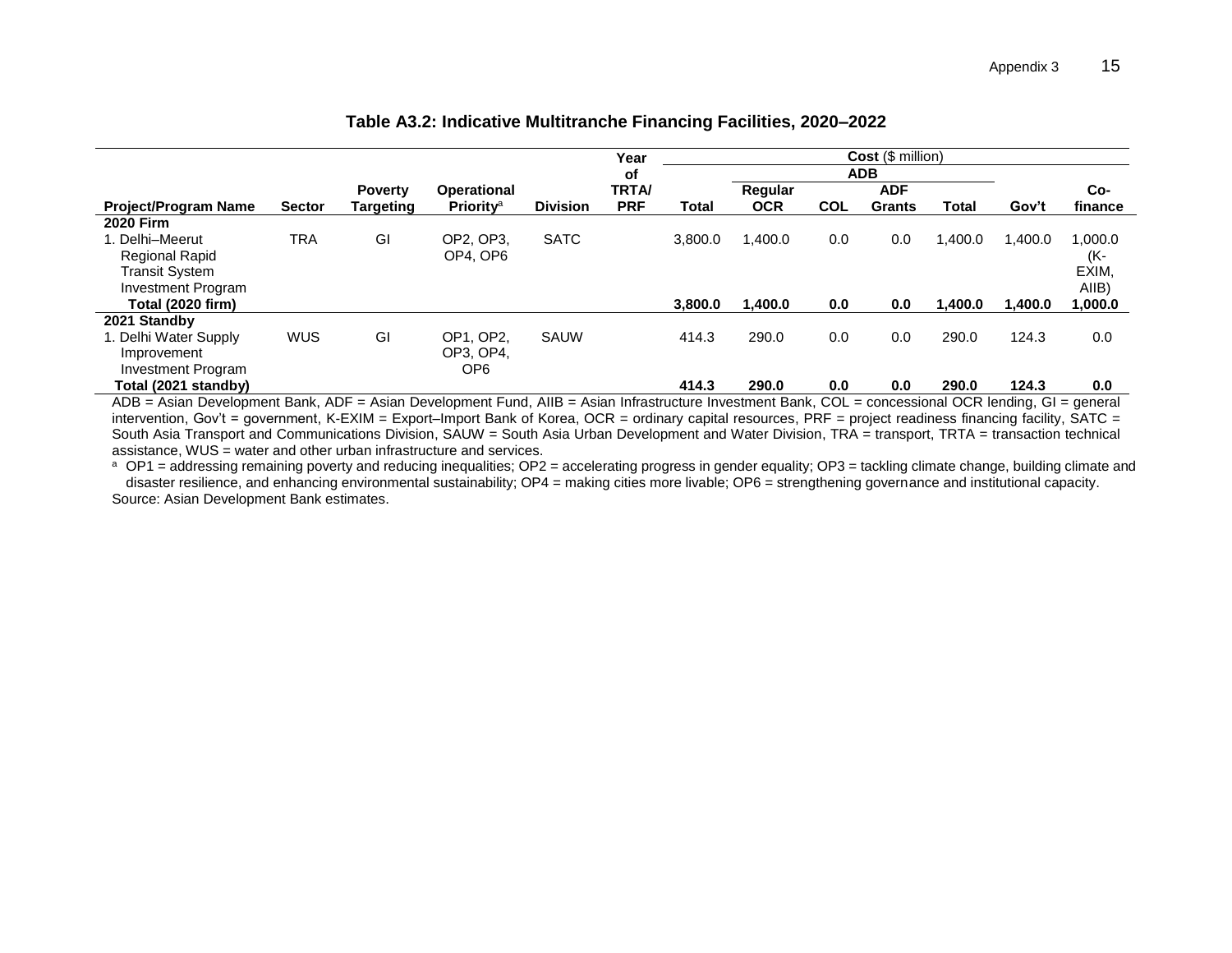**Table A3.2: Indicative Multitranche Financing Facilities, 2020–2022**

| | | | | | | Cost ($ million) | | | | | | |
|---|---|---|---|---|---|---|---|---|---|---|---|---|
| | | | | | | | ADB | | | | | |
| Project/Program Name | Sector | Poverty Targeting | Operational Priority[a] | Division | Year of TRTA/ PRF | Total | Regular OCR | COL | ADF Grants | Total | Gov't | Co-finance |
| **2020 Firm** | | | | | | | | | | | | |
| 1. Delhi–Meerut Regional Rapid Transit System Investment Program | TRA | GI | OP2, OP3, OP4, OP6 | SATC | | 3,800.0 | 1,400.0 | 0.0 | 0.0 | 1,400.0 | 1,400.0 | 1,000.0 (K-EXIM, AIIB) |
| **Total (2020 firm)** | | | | | | **3,800.0** | **1,400.0** | **0.0** | **0.0** | **1,400.0** | **1,400.0** | **1,000.0** |
| **2021 Standby** | | | | | | | | | | | | |
| 1. Delhi Water Supply Improvement Investment Program | WUS | GI | OP1, OP2, OP3, OP4, OP6 | SAUW | | 414.3 | 290.0 | 0.0 | 0.0 | 290.0 | 124.3 | 0.0 |
| **Total (2021 standby)** | | | | | | **414.3** | **290.0** | **0.0** | **0.0** | **290.0** | **124.3** | **0.0** |

ADB = Asian Development Bank, ADF = Asian Development Fund, AIIB = Asian Infrastructure Investment Bank, COL = concessional OCR lending, GI = general intervention, Gov't = government, K-EXIM = Export–Import Bank of Korea, OCR = ordinary capital resources, PRF = project readiness financing facility, SATC = South Asia Transport and Communications Division, SAUW = South Asia Urban Development and Water Division, TRA = transport, TRTA = transaction technical assistance, WUS = water and other urban infrastructure and services.

[a] OP1 = addressing remaining poverty and reducing inequalities; OP2 = accelerating progress in gender equality; OP3 = tackling climate change, building climate and disaster resilience, and enhancing environmental sustainability; OP4 = making cities more livable; OP6 = strengthening governance and institutional capacity.

Source: Asian Development Bank estimates.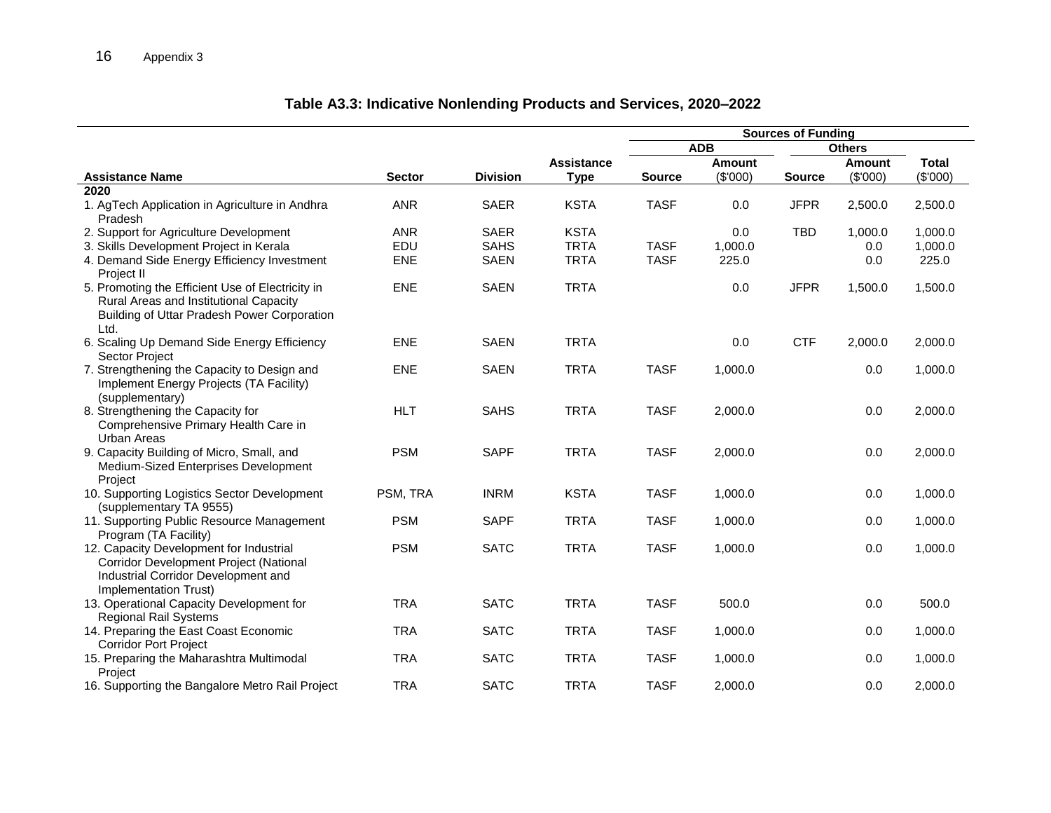## Table A3.3: Indicative Nonlending Products and Services, 2020–2022

| | | | | Sources of Funding | | | | |
|---|---|---|---|---|---|---|---|---|
| | | | | ADB | | Others | | |
| Assistance Name | Sector | Division | Assistance Type | Source | Amount ($'000) | Source | Amount ($'000) | Total ($'000) |
| **2020** | | | | | | | | |
| 1. AgTech Application in Agriculture in Andhra Pradesh | ANR | SAER | KSTA | TASF | 0.0 | JFPR | 2,500.0 | 2,500.0 |
| 2. Support for Agriculture Development | ANR | SAER | KSTA | | 0.0 | TBD | 1,000.0 | 1,000.0 |
| 3. Skills Development Project in Kerala | EDU | SAHS | TRTA | TASF | 1,000.0 | | 0.0 | 1,000.0 |
| 4. Demand Side Energy Efficiency Investment Project II | ENE | SAEN | TRTA | TASF | 225.0 | | 0.0 | 225.0 |
| 5. Promoting the Efficient Use of Electricity in Rural Areas and Institutional Capacity Building of Uttar Pradesh Power Corporation Ltd. | ENE | SAEN | TRTA | | 0.0 | JFPR | 1,500.0 | 1,500.0 |
| 6. Scaling Up Demand Side Energy Efficiency Sector Project | ENE | SAEN | TRTA | | 0.0 | CTF | 2,000.0 | 2,000.0 |
| 7. Strengthening the Capacity to Design and Implement Energy Projects (TA Facility) (supplementary) | ENE | SAEN | TRTA | TASF | 1,000.0 | | 0.0 | 1,000.0 |
| 8. Strengthening the Capacity for Comprehensive Primary Health Care in Urban Areas | HLT | SAHS | TRTA | TASF | 2,000.0 | | 0.0 | 2,000.0 |
| 9. Capacity Building of Micro, Small, and Medium-Sized Enterprises Development Project | PSM | SAPF | TRTA | TASF | 2,000.0 | | 0.0 | 2,000.0 |
| 10. Supporting Logistics Sector Development (supplementary TA 9555) | PSM, TRA | INRM | KSTA | TASF | 1,000.0 | | 0.0 | 1,000.0 |
| 11. Supporting Public Resource Management Program (TA Facility) | PSM | SAPF | TRTA | TASF | 1,000.0 | | 0.0 | 1,000.0 |
| 12. Capacity Development for Industrial Corridor Development Project (National Industrial Corridor Development and Implementation Trust) | PSM | SATC | TRTA | TASF | 1,000.0 | | 0.0 | 1,000.0 |
| 13. Operational Capacity Development for Regional Rail Systems | TRA | SATC | TRTA | TASF | 500.0 | | 0.0 | 500.0 |
| 14. Preparing the East Coast Economic Corridor Port Project | TRA | SATC | TRTA | TASF | 1,000.0 | | 0.0 | 1,000.0 |
| 15. Preparing the Maharashtra Multimodal Project | TRA | SATC | TRTA | TASF | 1,000.0 | | 0.0 | 1,000.0 |
| 16. Supporting the Bangalore Metro Rail Project | TRA | SATC | TRTA | TASF | 2,000.0 | | 0.0 | 2,000.0 |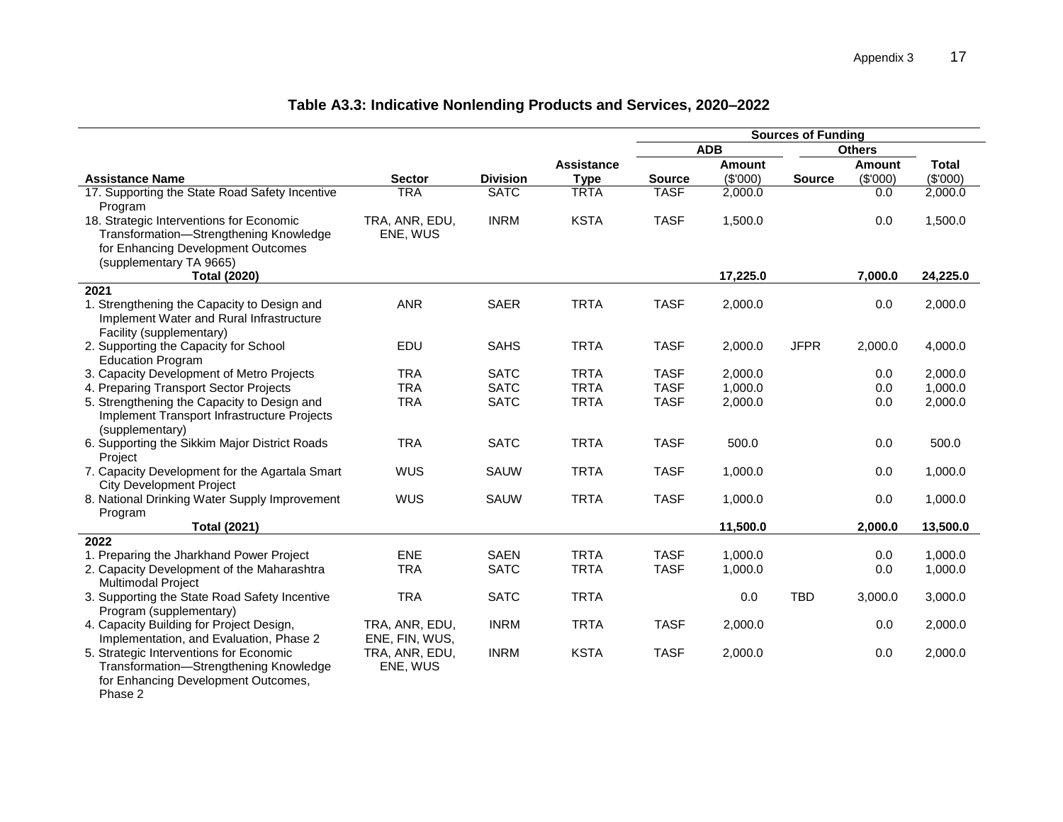**Table A3.3: Indicative Nonlending Products and Services, 2020–2022**

| | | | | Sources of Funding | | | | |
|---|---|---|---|---|---|---|---|---|
| | | | | ADB | | Others | | |
| Assistance Name | Sector | Division | Assistance Type | Source | Amount ($'000) | Source | Amount ($'000) | Total ($'000) |
| 17. Supporting the State Road Safety Incentive Program | TRA | SATC | TRTA | TASF | 2,000.0 | | 0.0 | 2,000.0 |
| 18. Strategic Interventions for Economic Transformation—Strengthening Knowledge for Enhancing Development Outcomes (supplementary TA 9665) | TRA, ANR, EDU, ENE, WUS | INRM | KSTA | TASF | 1,500.0 | | 0.0 | 1,500.0 |
| **Total (2020)** | | | | | **17,225.0** | | **7,000.0** | **24,225.0** |
| **2021** | | | | | | | | |
| 1. Strengthening the Capacity to Design and Implement Water and Rural Infrastructure Facility (supplementary) | ANR | SAER | TRTA | TASF | 2,000.0 | | 0.0 | 2,000.0 |
| 2. Supporting the Capacity for School Education Program | EDU | SAHS | TRTA | TASF | 2,000.0 | JFPR | 2,000.0 | 4,000.0 |
| 3. Capacity Development of Metro Projects | TRA | SATC | TRTA | TASF | 2,000.0 | | 0.0 | 2,000.0 |
| 4. Preparing Transport Sector Projects | TRA | SATC | TRTA | TASF | 1,000.0 | | 0.0 | 1,000.0 |
| 5. Strengthening the Capacity to Design and Implement Transport Infrastructure Projects (supplementary) | TRA | SATC | TRTA | TASF | 2,000.0 | | 0.0 | 2,000.0 |
| 6. Supporting the Sikkim Major District Roads Project | TRA | SATC | TRTA | TASF | 500.0 | | 0.0 | 500.0 |
| 7. Capacity Development for the Agartala Smart City Development Project | WUS | SAUW | TRTA | TASF | 1,000.0 | | 0.0 | 1,000.0 |
| 8. National Drinking Water Supply Improvement Program | WUS | SAUW | TRTA | TASF | 1,000.0 | | 0.0 | 1,000.0 |
| **Total (2021)** | | | | | **11,500.0** | | **2,000.0** | **13,500.0** |
| **2022** | | | | | | | | |
| 1. Preparing the Jharkhand Power Project | ENE | SAEN | TRTA | TASF | 1,000.0 | | 0.0 | 1,000.0 |
| 2. Capacity Development of the Maharashtra Multimodal Project | TRA | SATC | TRTA | TASF | 1,000.0 | | 0.0 | 1,000.0 |
| 3. Supporting the State Road Safety Incentive Program (supplementary) | TRA | SATC | TRTA | | 0.0 | TBD | 3,000.0 | 3,000.0 |
| 4. Capacity Building for Project Design, Implementation, and Evaluation, Phase 2 | TRA, ANR, EDU, ENE, FIN, WUS, | INRM | TRTA | TASF | 2,000.0 | | 0.0 | 2,000.0 |
| 5. Strategic Interventions for Economic Transformation—Strengthening Knowledge for Enhancing Development Outcomes, Phase 2 | TRA, ANR, EDU, ENE, WUS | INRM | KSTA | TASF | 2,000.0 | | 0.0 | 2,000.0 |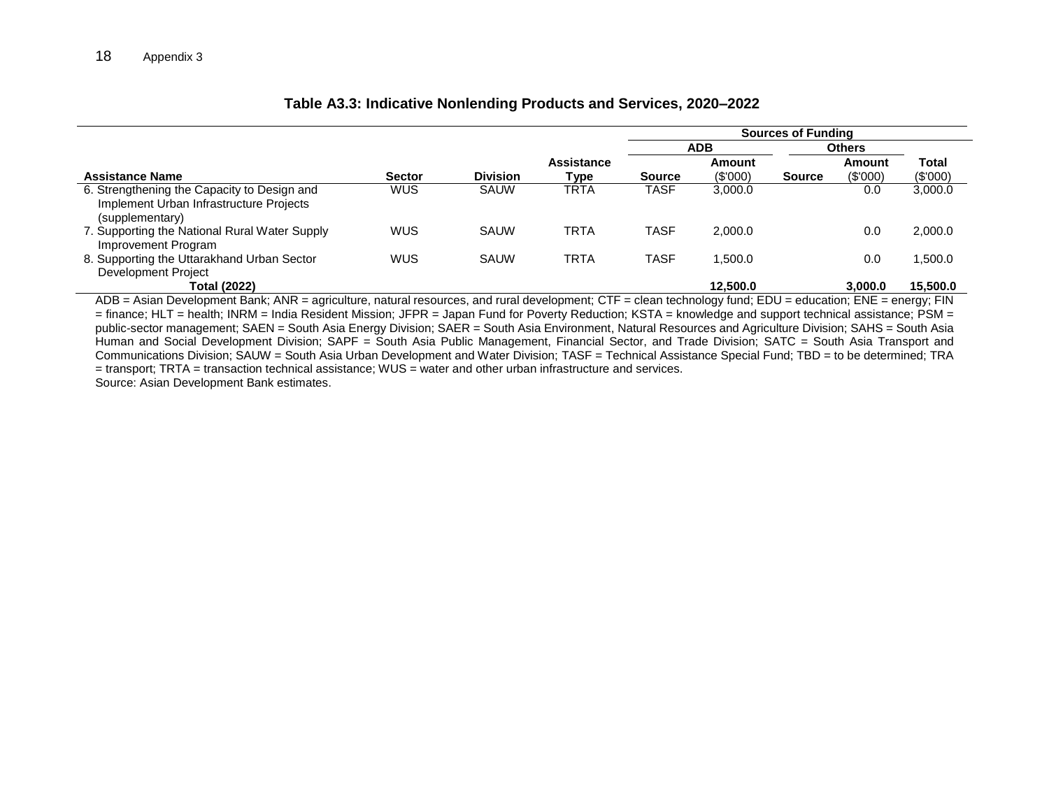## Table A3.3: Indicative Nonlending Products and Services, 2020–2022

| | | | | Sources of Funding | | | | |
|---|---|---|---|---|---|---|---|---|
| | | | | ADB | | Others | | |
| Assistance Name | Sector | Division | Assistance Type | Source | Amount ($'000) | Source | Amount ($'000) | Total ($'000) |
| 6. Strengthening the Capacity to Design and Implement Urban Infrastructure Projects (supplementary) | WUS | SAUW | TRTA | TASF | 3,000.0 | | 0.0 | 3,000.0 |
| 7. Supporting the National Rural Water Supply Improvement Program | WUS | SAUW | TRTA | TASF | 2,000.0 | | 0.0 | 2,000.0 |
| 8. Supporting the Uttarakhand Urban Sector Development Project | WUS | SAUW | TRTA | TASF | 1,500.0 | | 0.0 | 1,500.0 |
| **Total (2022)** | | | | | **12,500.0** | | **3,000.0** | **15,500.0** |

ADB = Asian Development Bank; ANR = agriculture, natural resources, and rural development; CTF = clean technology fund; EDU = education; ENE = energy; FIN = finance; HLT = health; INRM = India Resident Mission; JFPR = Japan Fund for Poverty Reduction; KSTA = knowledge and support technical assistance; PSM = public-sector management; SAEN = South Asia Energy Division; SAER = South Asia Environment, Natural Resources and Agriculture Division; SAHS = South Asia Human and Social Development Division; SAPF = South Asia Public Management, Financial Sector, and Trade Division; SATC = South Asia Transport and Communications Division; SAUW = South Asia Urban Development and Water Division; TASF = Technical Assistance Special Fund; TBD = to be determined; TRA = transport; TRTA = transaction technical assistance; WUS = water and other urban infrastructure and services.

Source: Asian Development Bank estimates.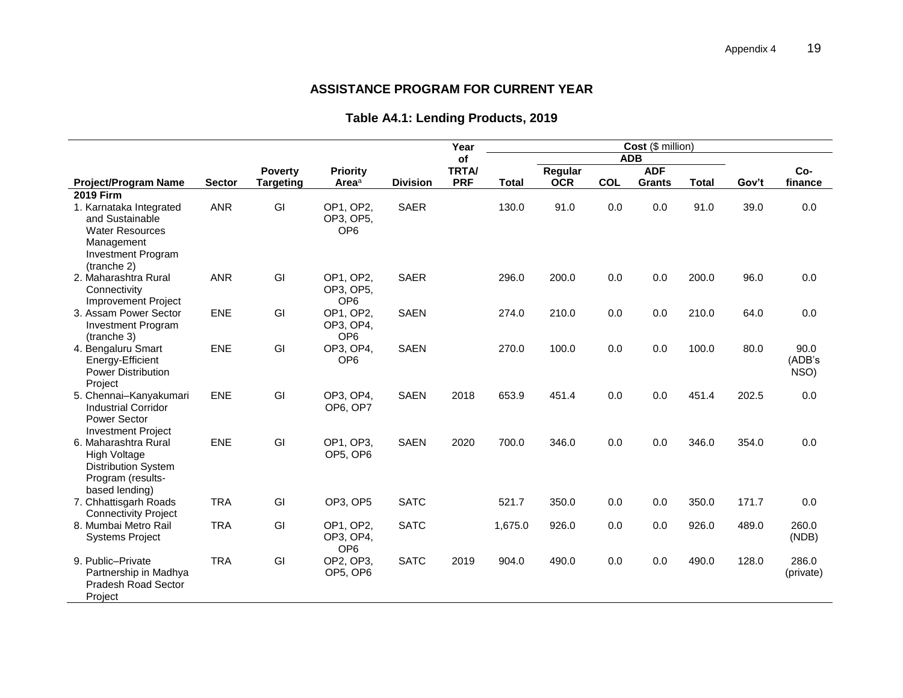## ASSISTANCE PROGRAM FOR CURRENT YEAR

### Table A4.1: Lending Products, 2019

| Project/Program Name | Sector | Poverty Targeting | Priority Area[a] | Division | Year of TRTA/ PRF | Cost ($ million) Total | ADB Regular OCR | ADB COL | ADB ADF Grants | ADB Total | Gov't | Co-finance |
|---|---|---|---|---|---|---|---|---|---|---|---|---|
| **2019 Firm** | | | | | | | | | | | | |
| 1. Karnataka Integrated and Sustainable Water Resources Management Investment Program (tranche 2) | ANR | GI | OP1, OP2, OP3, OP5, OP6 | SAER | | 130.0 | 91.0 | 0.0 | 0.0 | 91.0 | 39.0 | 0.0 |
| 2. Maharashtra Rural Connectivity Improvement Project | ANR | GI | OP1, OP2, OP3, OP5, OP6 | SAER | | 296.0 | 200.0 | 0.0 | 0.0 | 200.0 | 96.0 | 0.0 |
| 3. Assam Power Sector Investment Program (tranche 3) | ENE | GI | OP1, OP2, OP3, OP4, OP6 | SAEN | | 274.0 | 210.0 | 0.0 | 0.0 | 210.0 | 64.0 | 0.0 |
| 4. Bengaluru Smart Energy-Efficient Power Distribution Project | ENE | GI | OP3, OP4, OP6 | SAEN | | 270.0 | 100.0 | 0.0 | 0.0 | 100.0 | 80.0 | 90.0 (ADB's NSO) |
| 5. Chennai–Kanyakumari Industrial Corridor Power Sector Investment Project | ENE | GI | OP3, OP4, OP6, OP7 | SAEN | 2018 | 653.9 | 451.4 | 0.0 | 0.0 | 451.4 | 202.5 | 0.0 |
| 6. Maharashtra Rural High Voltage Distribution System Program (results-based lending) | ENE | GI | OP1, OP3, OP5, OP6 | SAEN | 2020 | 700.0 | 346.0 | 0.0 | 0.0 | 346.0 | 354.0 | 0.0 |
| 7. Chhattisgarh Roads Connectivity Project | TRA | GI | OP3, OP5 | SATC | | 521.7 | 350.0 | 0.0 | 0.0 | 350.0 | 171.7 | 0.0 |
| 8. Mumbai Metro Rail Systems Project | TRA | GI | OP1, OP2, OP3, OP4, OP6 | SATC | | 1,675.0 | 926.0 | 0.0 | 0.0 | 926.0 | 489.0 | 260.0 (NDB) |
| 9. Public–Private Partnership in Madhya Pradesh Road Sector Project | TRA | GI | OP2, OP3, OP5, OP6 | SATC | 2019 | 904.0 | 490.0 | 0.0 | 0.0 | 490.0 | 128.0 | 286.0 (private) |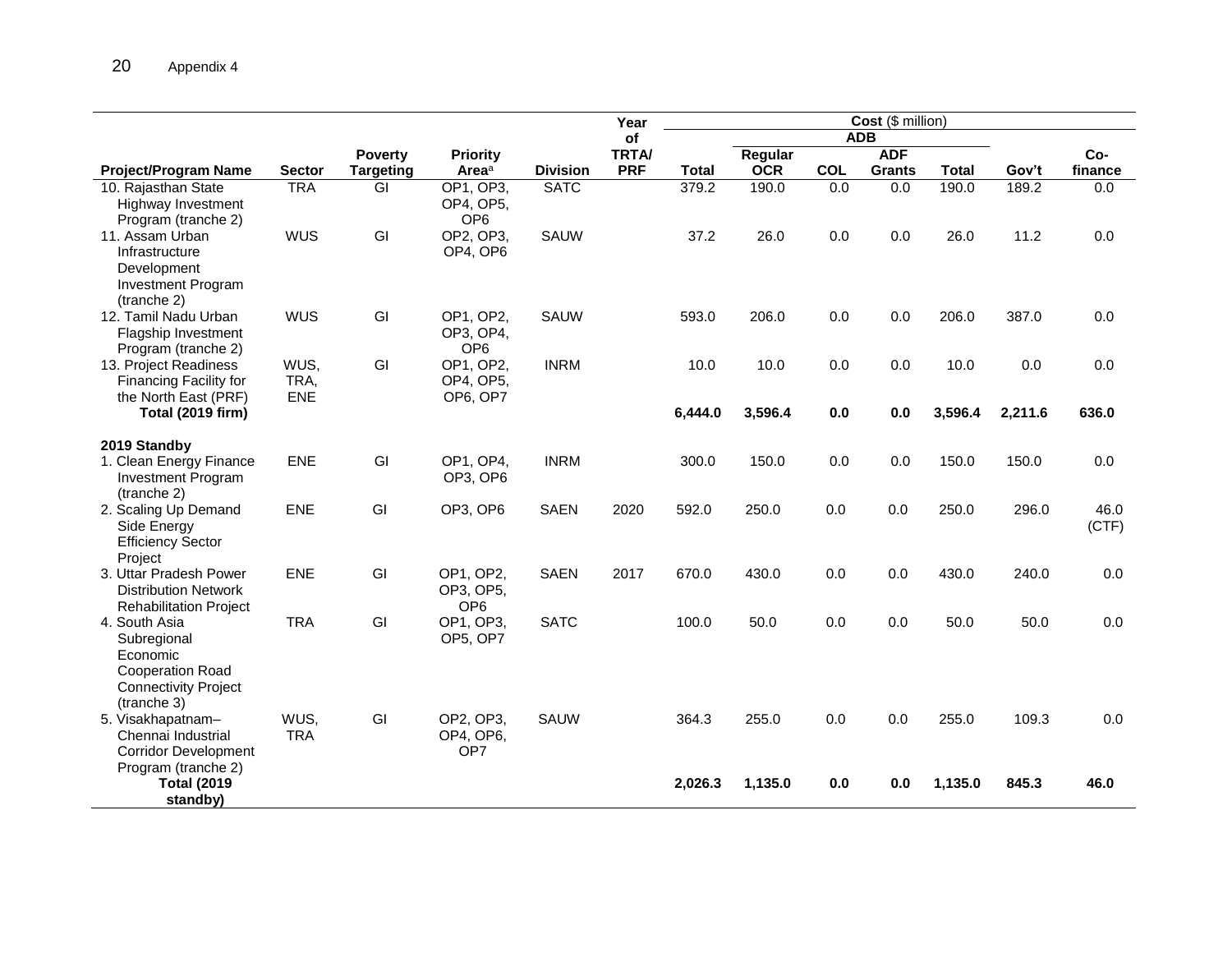| Project/Program Name | Sector | Poverty Targeting | Priority Area[a] | Division | Year of TRTA/ PRF | Cost ($ million) | | | | | | |
|---|---|---|---|---|---|---|---|---|---|---|---|---|
| | | | | | | | ADB | | | | | |
| | | | | | | Total | Regular OCR | COL | ADF Grants | Total | Gov't | Co-finance |
| 10. Rajasthan State Highway Investment Program (tranche 2) | TRA | GI | OP1, OP3, OP4, OP5, OP6 | SATC | | 379.2 | 190.0 | 0.0 | 0.0 | 190.0 | 189.2 | 0.0 |
| 11. Assam Urban Infrastructure Development Investment Program (tranche 2) | WUS | GI | OP2, OP3, OP4, OP6 | SAUW | | 37.2 | 26.0 | 0.0 | 0.0 | 26.0 | 11.2 | 0.0 |
| 12. Tamil Nadu Urban Flagship Investment Program (tranche 2) | WUS | GI | OP1, OP2, OP3, OP4, OP6 | SAUW | | 593.0 | 206.0 | 0.0 | 0.0 | 206.0 | 387.0 | 0.0 |
| 13. Project Readiness Financing Facility for the North East (PRF) | WUS, TRA, ENE | GI | OP1, OP2, OP4, OP5, OP6, OP7 | INRM | | 10.0 | 10.0 | 0.0 | 0.0 | 10.0 | 0.0 | 0.0 |
| **Total (2019 firm)** | | | | | | **6,444.0** | **3,596.4** | **0.0** | **0.0** | **3,596.4** | **2,211.6** | **636.0** |
| **2019 Standby** | | | | | | | | | | | | |
| 1. Clean Energy Finance Investment Program (tranche 2) | ENE | GI | OP1, OP4, OP3, OP6 | INRM | | 300.0 | 150.0 | 0.0 | 0.0 | 150.0 | 150.0 | 0.0 |
| 2. Scaling Up Demand Side Energy Efficiency Sector Project | ENE | GI | OP3, OP6 | SAEN | 2020 | 592.0 | 250.0 | 0.0 | 0.0 | 250.0 | 296.0 | 46.0 (CTF) |
| 3. Uttar Pradesh Power Distribution Network Rehabilitation Project | ENE | GI | OP1, OP2, OP3, OP5, OP6 | SAEN | 2017 | 670.0 | 430.0 | 0.0 | 0.0 | 430.0 | 240.0 | 0.0 |
| 4. South Asia Subregional Economic Cooperation Road Connectivity Project (tranche 3) | TRA | GI | OP1, OP3, OP5, OP7 | SATC | | 100.0 | 50.0 | 0.0 | 0.0 | 50.0 | 50.0 | 0.0 |
| 5. Visakhapatnam–Chennai Industrial Corridor Development Program (tranche 2) | WUS, TRA | GI | OP2, OP3, OP4, OP6, OP7 | SAUW | | 364.3 | 255.0 | 0.0 | 0.0 | 255.0 | 109.3 | 0.0 |
| **Total (2019 standby)** | | | | | | **2,026.3** | **1,135.0** | **0.0** | **0.0** | **1,135.0** | **845.3** | **46.0** |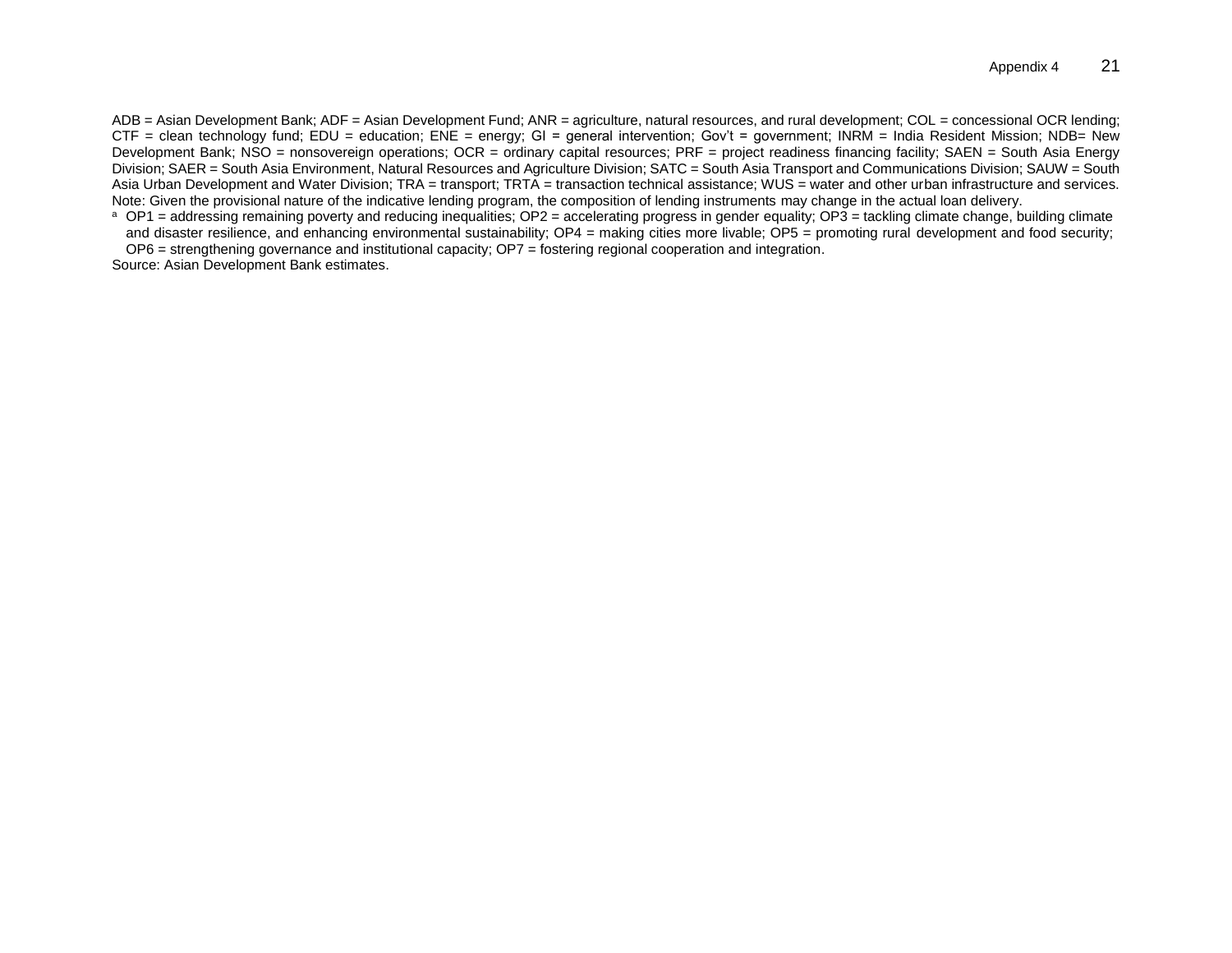ADB = Asian Development Bank; ADF = Asian Development Fund; ANR = agriculture, natural resources, and rural development; COL = concessional OCR lending; CTF = clean technology fund; EDU = education; ENE = energy; GI = general intervention; Gov't = government; INRM = India Resident Mission; NDB= New Development Bank; NSO = nonsovereign operations; OCR = ordinary capital resources; PRF = project readiness financing facility; SAEN = South Asia Energy Division; SAER = South Asia Environment, Natural Resources and Agriculture Division; SATC = South Asia Transport and Communications Division; SAUW = South Asia Urban Development and Water Division; TRA = transport; TRTA = transaction technical assistance; WUS = water and other urban infrastructure and services.

Note: Given the provisional nature of the indicative lending program, the composition of lending instruments may change in the actual loan delivery.

[a] OP1 = addressing remaining poverty and reducing inequalities; OP2 = accelerating progress in gender equality; OP3 = tackling climate change, building climate and disaster resilience, and enhancing environmental sustainability; OP4 = making cities more livable; OP5 = promoting rural development and food security; OP6 = strengthening governance and institutional capacity; OP7 = fostering regional cooperation and integration.

Source: Asian Development Bank estimates.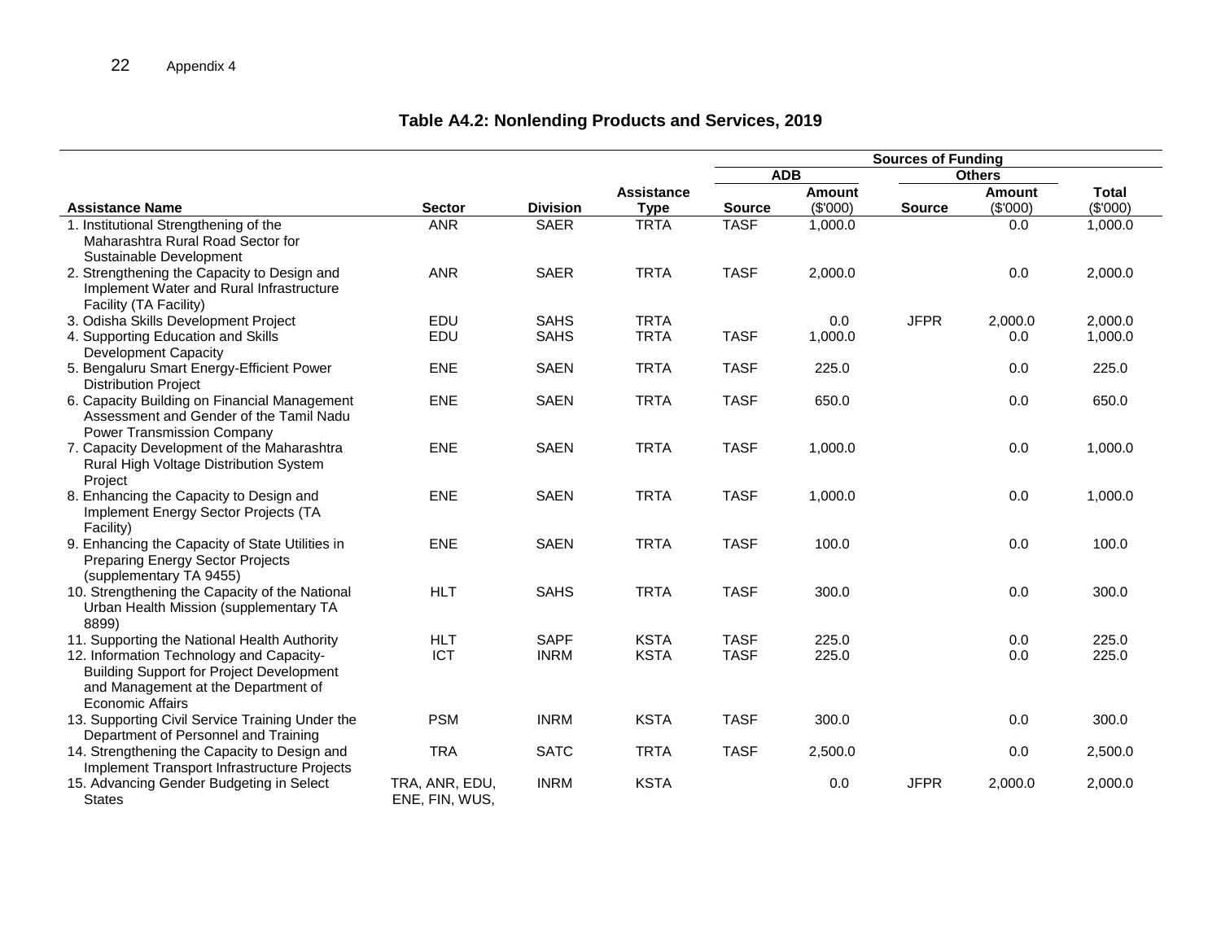### Table A4.2: Nonlending Products and Services, 2019

| | | | | Sources of Funding | | | | |
|---|---|---|---|---|---|---|---|---|
| | | | | ADB | | Others | | |
| Assistance Name | Sector | Division | Assistance Type | Source | Amount ($'000) | Source | Amount ($'000) | Total ($'000) |
| 1. Institutional Strengthening of the Maharashtra Rural Road Sector for Sustainable Development | ANR | SAER | TRTA | TASF | 1,000.0 | | 0.0 | 1,000.0 |
| 2. Strengthening the Capacity to Design and Implement Water and Rural Infrastructure Facility (TA Facility) | ANR | SAER | TRTA | TASF | 2,000.0 | | 0.0 | 2,000.0 |
| 3. Odisha Skills Development Project | EDU | SAHS | TRTA | | 0.0 | JFPR | 2,000.0 | 2,000.0 |
| 4. Supporting Education and Skills Development Capacity | EDU | SAHS | TRTA | TASF | 1,000.0 | | 0.0 | 1,000.0 |
| 5. Bengaluru Smart Energy-Efficient Power Distribution Project | ENE | SAEN | TRTA | TASF | 225.0 | | 0.0 | 225.0 |
| 6. Capacity Building on Financial Management Assessment and Gender of the Tamil Nadu Power Transmission Company | ENE | SAEN | TRTA | TASF | 650.0 | | 0.0 | 650.0 |
| 7. Capacity Development of the Maharashtra Rural High Voltage Distribution System Project | ENE | SAEN | TRTA | TASF | 1,000.0 | | 0.0 | 1,000.0 |
| 8. Enhancing the Capacity to Design and Implement Energy Sector Projects (TA Facility) | ENE | SAEN | TRTA | TASF | 1,000.0 | | 0.0 | 1,000.0 |
| 9. Enhancing the Capacity of State Utilities in Preparing Energy Sector Projects (supplementary TA 9455) | ENE | SAEN | TRTA | TASF | 100.0 | | 0.0 | 100.0 |
| 10. Strengthening the Capacity of the National Urban Health Mission (supplementary TA 8899) | HLT | SAHS | TRTA | TASF | 300.0 | | 0.0 | 300.0 |
| 11. Supporting the National Health Authority | HLT | SAPF | KSTA | TASF | 225.0 | | 0.0 | 225.0 |
| 12. Information Technology and Capacity-Building Support for Project Development and Management at the Department of Economic Affairs | ICT | INRM | KSTA | TASF | 225.0 | | 0.0 | 225.0 |
| 13. Supporting Civil Service Training Under the Department of Personnel and Training | PSM | INRM | KSTA | TASF | 300.0 | | 0.0 | 300.0 |
| 14. Strengthening the Capacity to Design and Implement Transport Infrastructure Projects | TRA | SATC | TRTA | TASF | 2,500.0 | | 0.0 | 2,500.0 |
| 15. Advancing Gender Budgeting in Select States | TRA, ANR, EDU, ENE, FIN, WUS, | INRM | KSTA | | 0.0 | JFPR | 2,000.0 | 2,000.0 |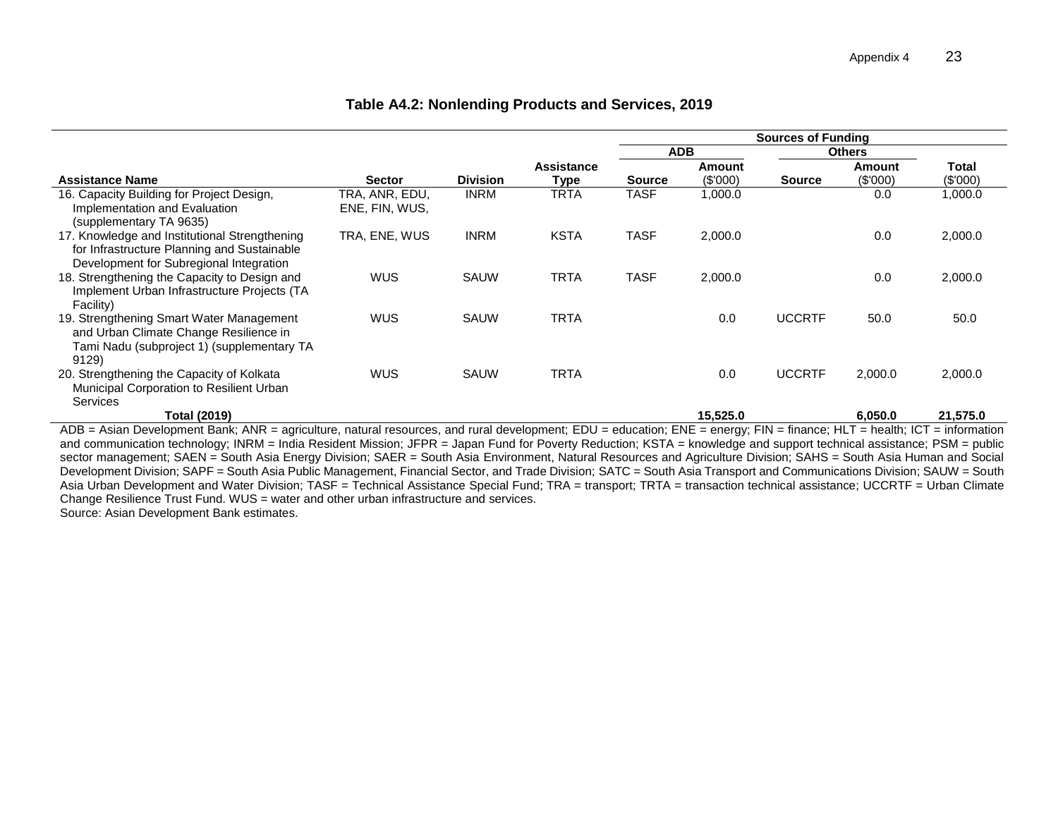### Table A4.2: Nonlending Products and Services, 2019

| | | | | Sources of Funding | | | | |
|---|---|---|---|---|---|---|---|---|
| | | | | ADB | | Others | | |
| Assistance Name | Sector | Division | Assistance Type | Source | Amount ($'000) | Source | Amount ($'000) | Total ($'000) |
| 16. Capacity Building for Project Design, Implementation and Evaluation (supplementary TA 9635) | TRA, ANR, EDU, ENE, FIN, WUS, | INRM | TRTA | TASF | 1,000.0 | | 0.0 | 1,000.0 |
| 17. Knowledge and Institutional Strengthening for Infrastructure Planning and Sustainable Development for Subregional Integration | TRA, ENE, WUS | INRM | KSTA | TASF | 2,000.0 | | 0.0 | 2,000.0 |
| 18. Strengthening the Capacity to Design and Implement Urban Infrastructure Projects (TA Facility) | WUS | SAUW | TRTA | TASF | 2,000.0 | | 0.0 | 2,000.0 |
| 19. Strengthening Smart Water Management and Urban Climate Change Resilience in Tami Nadu (subproject 1) (supplementary TA 9129) | WUS | SAUW | TRTA | | 0.0 | UCCRTF | 50.0 | 50.0 |
| 20. Strengthening the Capacity of Kolkata Municipal Corporation to Resilient Urban Services | WUS | SAUW | TRTA | | 0.0 | UCCRTF | 2,000.0 | 2,000.0 |
| **Total (2019)** | | | | | **15,525.0** | | **6,050.0** | **21,575.0** |

ADB = Asian Development Bank; ANR = agriculture, natural resources, and rural development; EDU = education; ENE = energy; FIN = finance; HLT = health; ICT = information and communication technology; INRM = India Resident Mission; JFPR = Japan Fund for Poverty Reduction; KSTA = knowledge and support technical assistance; PSM = public sector management; SAEN = South Asia Energy Division; SAER = South Asia Environment, Natural Resources and Agriculture Division; SAHS = South Asia Human and Social Development Division; SAPF = South Asia Public Management, Financial Sector, and Trade Division; SATC = South Asia Transport and Communications Division; SAUW = South Asia Urban Development and Water Division; TASF = Technical Assistance Special Fund; TRA = transport; TRTA = transaction technical assistance; UCCRTF = Urban Climate Change Resilience Trust Fund. WUS = water and other urban infrastructure and services.

Source: Asian Development Bank estimates.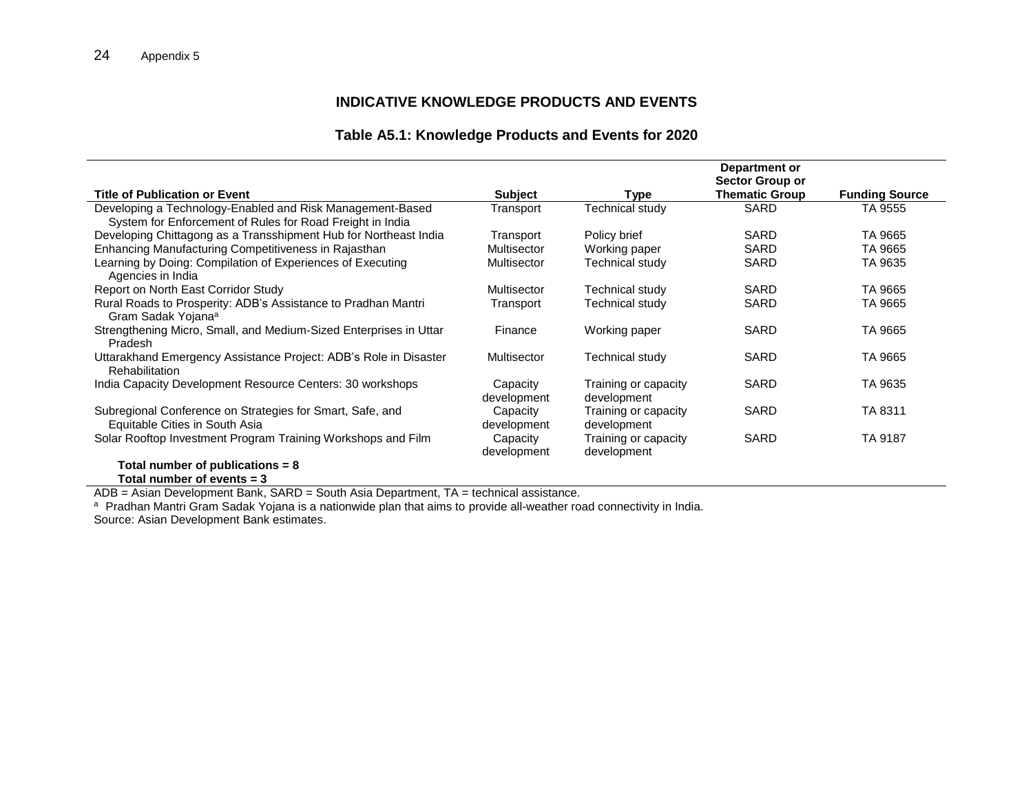## INDICATIVE KNOWLEDGE PRODUCTS AND EVENTS

### Table A5.1: Knowledge Products and Events for 2020

| Title of Publication or Event | Subject | Type | Department or Sector Group or Thematic Group | Funding Source |
|---|---|---|---|---|
| Developing a Technology-Enabled and Risk Management-Based System for Enforcement of Rules for Road Freight in India | Transport | Technical study | SARD | TA 9555 |
| Developing Chittagong as a Transshipment Hub for Northeast India | Transport | Policy brief | SARD | TA 9665 |
| Enhancing Manufacturing Competitiveness in Rajasthan | Multisector | Working paper | SARD | TA 9665 |
| Learning by Doing: Compilation of Experiences of Executing Agencies in India | Multisector | Technical study | SARD | TA 9635 |
| Report on North East Corridor Study | Multisector | Technical study | SARD | TA 9665 |
| Rural Roads to Prosperity: ADB's Assistance to Pradhan Mantri Gram Sadak Yojana[a] | Transport | Technical study | SARD | TA 9665 |
| Strengthening Micro, Small, and Medium-Sized Enterprises in Uttar Pradesh | Finance | Working paper | SARD | TA 9665 |
| Uttarakhand Emergency Assistance Project: ADB's Role in Disaster Rehabilitation | Multisector | Technical study | SARD | TA 9665 |
| India Capacity Development Resource Centers: 30 workshops | Capacity development | Training or capacity development | SARD | TA 9635 |
| Subregional Conference on Strategies for Smart, Safe, and Equitable Cities in South Asia | Capacity development | Training or capacity development | SARD | TA 8311 |
| Solar Rooftop Investment Program Training Workshops and Film | Capacity development | Training or capacity development | SARD | TA 9187 |
| **Total number of publications = 8** | | | | |
| **Total number of events = 3** | | | | |

ADB = Asian Development Bank, SARD = South Asia Department, TA = technical assistance.

[a] Pradhan Mantri Gram Sadak Yojana is a nationwide plan that aims to provide all-weather road connectivity in India.

Source: Asian Development Bank estimates.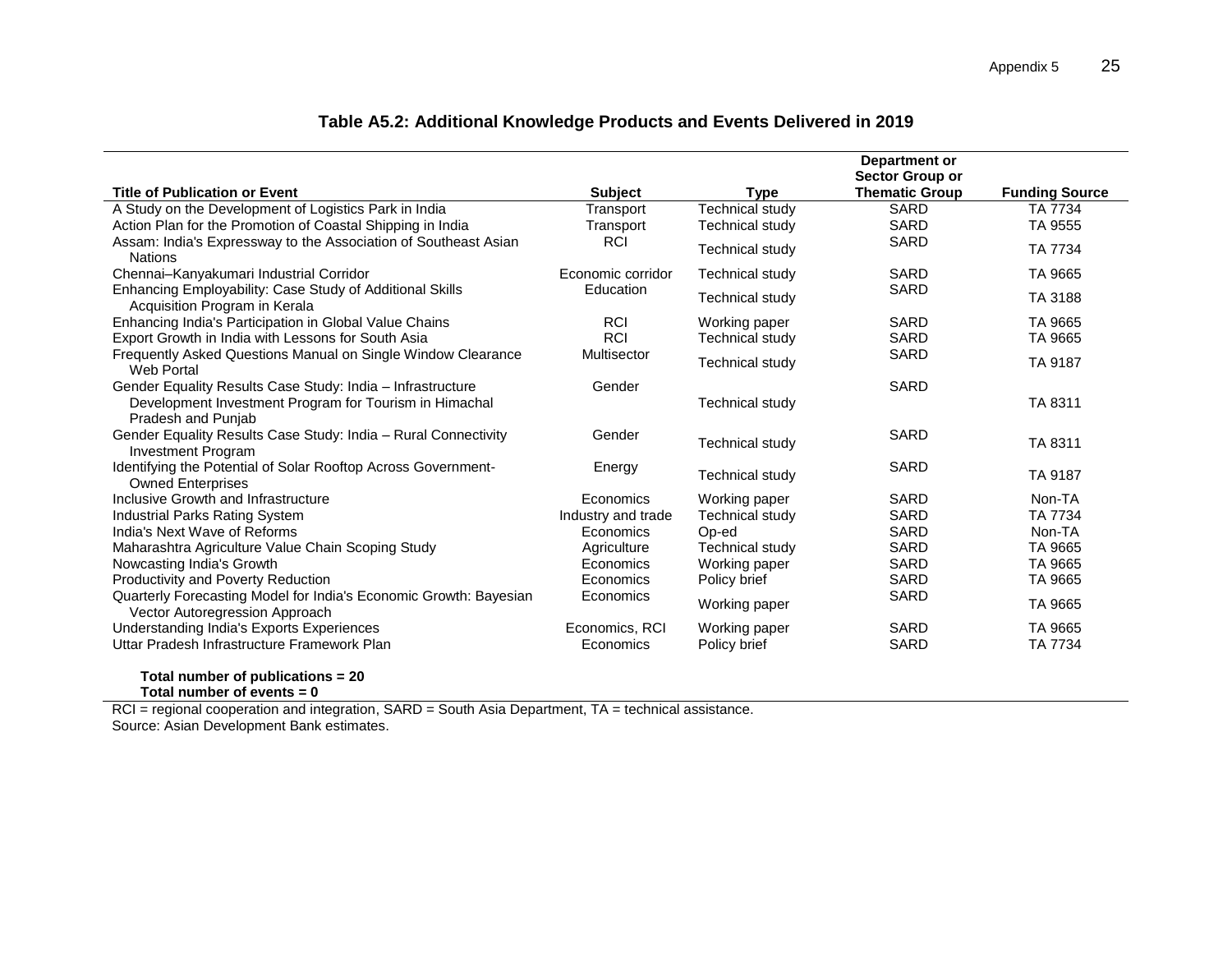## Table A5.2: Additional Knowledge Products and Events Delivered in 2019

| Title of Publication or Event | Subject | Type | Department or Sector Group or Thematic Group | Funding Source |
|---|---|---|---|---|
| A Study on the Development of Logistics Park in India | Transport | Technical study | SARD | TA 7734 |
| Action Plan for the Promotion of Coastal Shipping in India | Transport | Technical study | SARD | TA 9555 |
| Assam: India's Expressway to the Association of Southeast Asian Nations | RCI | Technical study | SARD | TA 7734 |
| Chennai–Kanyakumari Industrial Corridor | Economic corridor | Technical study | SARD | TA 9665 |
| Enhancing Employability: Case Study of Additional Skills Acquisition Program in Kerala | Education | Technical study | SARD | TA 3188 |
| Enhancing India's Participation in Global Value Chains | RCI | Working paper | SARD | TA 9665 |
| Export Growth in India with Lessons for South Asia | RCI | Technical study | SARD | TA 9665 |
| Frequently Asked Questions Manual on Single Window Clearance Web Portal | Multisector | Technical study | SARD | TA 9187 |
| Gender Equality Results Case Study: India – Infrastructure Development Investment Program for Tourism in Himachal Pradesh and Punjab | Gender | Technical study | SARD | TA 8311 |
| Gender Equality Results Case Study: India – Rural Connectivity Investment Program | Gender | Technical study | SARD | TA 8311 |
| Identifying the Potential of Solar Rooftop Across Government-Owned Enterprises | Energy | Technical study | SARD | TA 9187 |
| Inclusive Growth and Infrastructure | Economics | Working paper | SARD | Non-TA |
| Industrial Parks Rating System | Industry and trade | Technical study | SARD | TA 7734 |
| India's Next Wave of Reforms | Economics | Op-ed | SARD | Non-TA |
| Maharashtra Agriculture Value Chain Scoping Study | Agriculture | Technical study | SARD | TA 9665 |
| Nowcasting India's Growth | Economics | Working paper | SARD | TA 9665 |
| Productivity and Poverty Reduction | Economics | Policy brief | SARD | TA 9665 |
| Quarterly Forecasting Model for India's Economic Growth: Bayesian Vector Autoregression Approach | Economics | Working paper | SARD | TA 9665 |
| Understanding India's Exports Experiences | Economics, RCI | Working paper | SARD | TA 9665 |
| Uttar Pradesh Infrastructure Framework Plan | Economics | Policy brief | SARD | TA 7734 |

**Total number of publications = 20**
**Total number of events = 0**

RCI = regional cooperation and integration, SARD = South Asia Department, TA = technical assistance.
Source: Asian Development Bank estimates.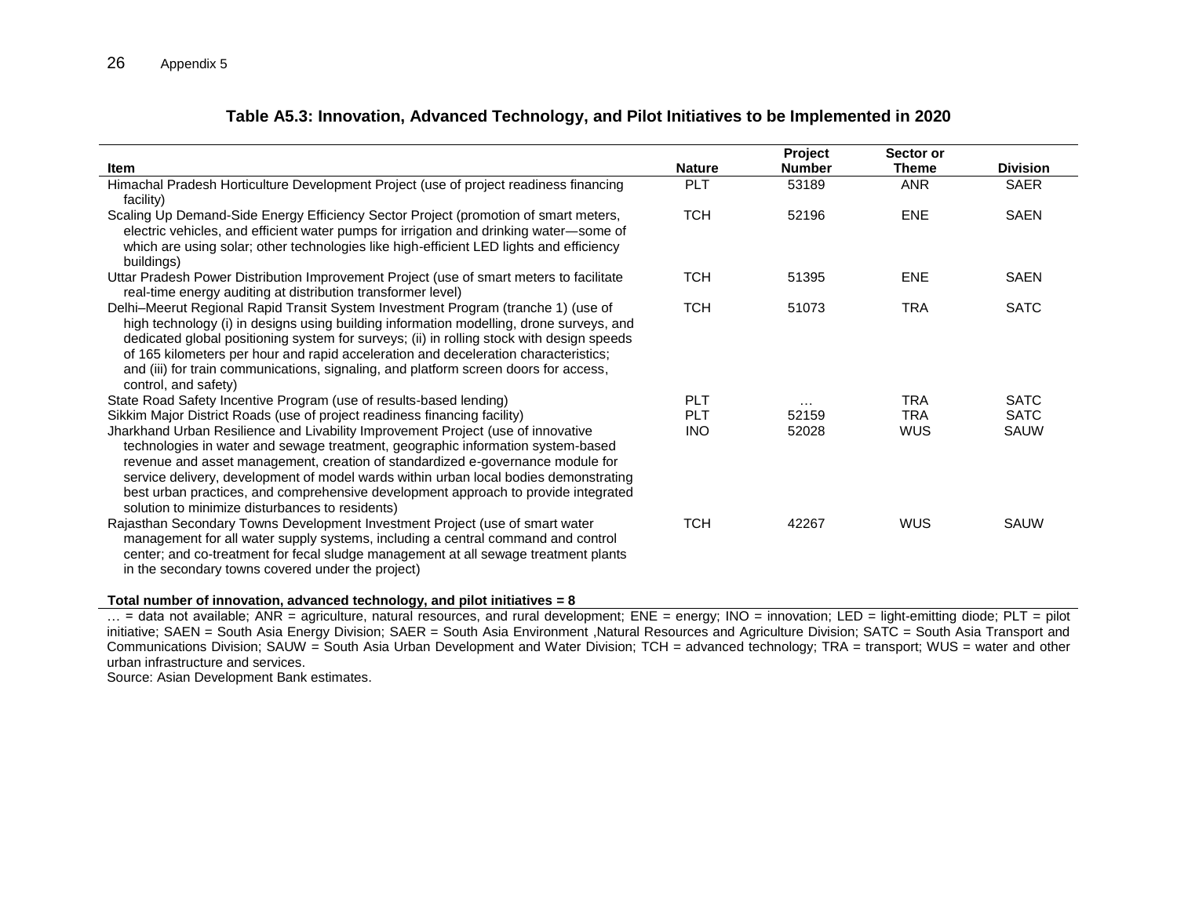**Table A5.3: Innovation, Advanced Technology, and Pilot Initiatives to be Implemented in 2020**

| Item | Nature | Project Number | Sector or Theme | Division |
|---|---|---|---|---|
| Himachal Pradesh Horticulture Development Project (use of project readiness financing facility) | PLT | 53189 | ANR | SAER |
| Scaling Up Demand-Side Energy Efficiency Sector Project (promotion of smart meters, electric vehicles, and efficient water pumps for irrigation and drinking water—some of which are using solar; other technologies like high-efficient LED lights and efficiency buildings) | TCH | 52196 | ENE | SAEN |
| Uttar Pradesh Power Distribution Improvement Project (use of smart meters to facilitate real-time energy auditing at distribution transformer level) | TCH | 51395 | ENE | SAEN |
| Delhi–Meerut Regional Rapid Transit System Investment Program (tranche 1) (use of high technology (i) in designs using building information modelling, drone surveys, and dedicated global positioning system for surveys; (ii) in rolling stock with design speeds of 165 kilometers per hour and rapid acceleration and deceleration characteristics; and (iii) for train communications, signaling, and platform screen doors for access, control, and safety) | TCH | 51073 | TRA | SATC |
| State Road Safety Incentive Program (use of results-based lending) | PLT | … | TRA | SATC |
| Sikkim Major District Roads (use of project readiness financing facility) | PLT | 52159 | TRA | SATC |
| Jharkhand Urban Resilience and Livability Improvement Project (use of innovative technologies in water and sewage treatment, geographic information system-based revenue and asset management, creation of standardized e-governance module for service delivery, development of model wards within urban local bodies demonstrating best urban practices, and comprehensive development approach to provide integrated solution to minimize disturbances to residents) | INO | 52028 | WUS | SAUW |
| Rajasthan Secondary Towns Development Investment Project (use of smart water management for all water supply systems, including a central command and control center; and co-treatment for fecal sludge management at all sewage treatment plants in the secondary towns covered under the project) | TCH | 42267 | WUS | SAUW |

**Total number of innovation, advanced technology, and pilot initiatives = 8**

… = data not available; ANR = agriculture, natural resources, and rural development; ENE = energy; INO = innovation; LED = light-emitting diode; PLT = pilot initiative; SAEN = South Asia Energy Division; SAER = South Asia Environment ,Natural Resources and Agriculture Division; SATC = South Asia Transport and Communications Division; SAUW = South Asia Urban Development and Water Division; TCH = advanced technology; TRA = transport; WUS = water and other urban infrastructure and services.

Source: Asian Development Bank estimates.